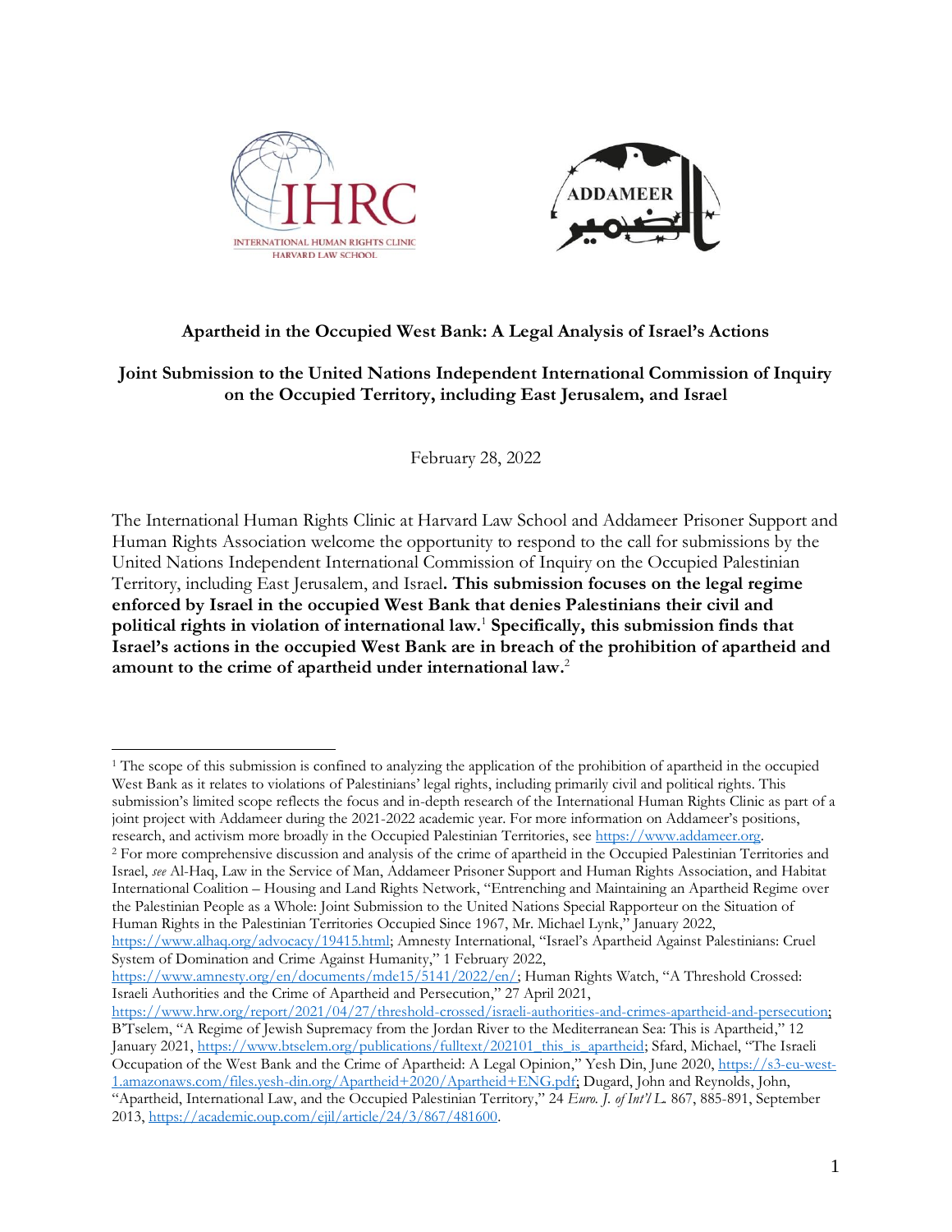## Apartheid in the Occupied West Bank: A Legal Analysis of Israel's Actions

### Joint Submission to the United Nations Independent International Commission of Inquiry on the Occupied Territory, including East Jerusalem, and Israel

February 28, 2022

The International Human Rights Clinic at Harvard Law School and Addameer Prisoner Support and Human Rights Association welcome the opportunity to respond to the call for submissions by the United Nations Independent International Commission of Inquiry on the Occupied Palestinian Territory, including East Jerusalem, and Israel**. This submission focuses on the legal regime enforced by Israel in the occupied West Bank that denies Palestinians their civil and political rights in violation of international law.**[1] **Specifically, this submission finds that Israel's actions in the occupied West Bank are in breach of the prohibition of apartheid and amount to the crime of apartheid under international law.**[2]

---

[1] The scope of this submission is confined to analyzing the application of the prohibition of apartheid in the occupied West Bank as it relates to violations of Palestinians' legal rights, including primarily civil and political rights. This submission's limited scope reflects the focus and in-depth research of the International Human Rights Clinic as part of a joint project with Addameer during the 2021-2022 academic year. For more information on Addameer's positions, research, and activism more broadly in the Occupied Palestinian Territories, see https://www.addameer.org.

[2] For more comprehensive discussion and analysis of the crime of apartheid in the Occupied Palestinian Territories and Israel, *see* Al-Haq, Law in the Service of Man, Addameer Prisoner Support and Human Rights Association, and Habitat International Coalition – Housing and Land Rights Network, "Entrenching and Maintaining an Apartheid Regime over the Palestinian People as a Whole: Joint Submission to the United Nations Special Rapporteur on the Situation of Human Rights in the Palestinian Territories Occupied Since 1967, Mr. Michael Lynk," January 2022, https://www.alhaq.org/advocacy/19415.html; Amnesty International, "Israel's Apartheid Against Palestinians: Cruel System of Domination and Crime Against Humanity," 1 February 2022, https://www.amnesty.org/en/documents/mde15/5141/2022/en/; Human Rights Watch, "A Threshold Crossed: Israeli Authorities and the Crime of Apartheid and Persecution," 27 April 2021, https://www.hrw.org/report/2021/04/27/threshold-crossed/israeli-authorities-and-crimes-apartheid-and-persecution; B'Tselem, "A Regime of Jewish Supremacy from the Jordan River to the Mediterranean Sea: This is Apartheid," 12 January 2021, https://www.btselem.org/publications/fulltext/202101_this_is_apartheid; Sfard, Michael, "The Israeli Occupation of the West Bank and the Crime of Apartheid: A Legal Opinion," Yesh Din, June 2020, https://s3-eu-west-1.amazonaws.com/files.yesh-din.org/Apartheid+2020/Apartheid+ENG.pdf; Dugard, John and Reynolds, John, "Apartheid, International Law, and the Occupied Palestinian Territory," 24 *Euro. J. of Int'l L.* 867, 885-891, September 2013, https://academic.oup.com/ejil/article/24/3/867/481600.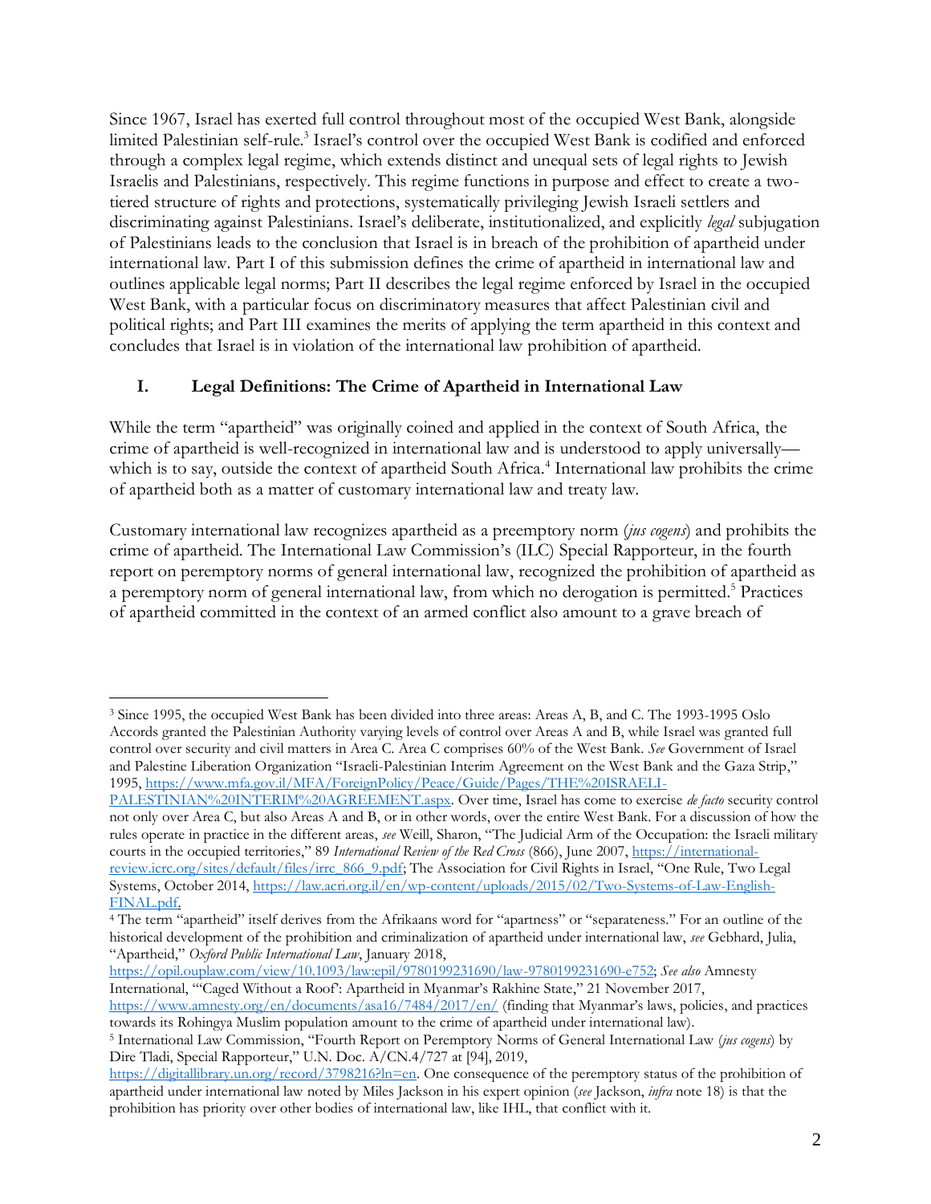Since 1967, Israel has exerted full control throughout most of the occupied West Bank, alongside limited Palestinian self-rule.[3] Israel's control over the occupied West Bank is codified and enforced through a complex legal regime, which extends distinct and unequal sets of legal rights to Jewish Israelis and Palestinians, respectively. This regime functions in purpose and effect to create a two-tiered structure of rights and protections, systematically privileging Jewish Israeli settlers and discriminating against Palestinians. Israel's deliberate, institutionalized, and explicitly *legal* subjugation of Palestinians leads to the conclusion that Israel is in breach of the prohibition of apartheid under international law. Part I of this submission defines the crime of apartheid in international law and outlines applicable legal norms; Part II describes the legal regime enforced by Israel in the occupied West Bank, with a particular focus on discriminatory measures that affect Palestinian civil and political rights; and Part III examines the merits of applying the term apartheid in this context and concludes that Israel is in violation of the international law prohibition of apartheid.

## I. Legal Definitions: The Crime of Apartheid in International Law

While the term "apartheid" was originally coined and applied in the context of South Africa, the crime of apartheid is well-recognized in international law and is understood to apply universally—which is to say, outside the context of apartheid South Africa.[4] International law prohibits the crime of apartheid both as a matter of customary international law and treaty law.

Customary international law recognizes apartheid as a preemptory norm (*jus cogens*) and prohibits the crime of apartheid. The International Law Commission's (ILC) Special Rapporteur, in the fourth report on peremptory norms of general international law, recognized the prohibition of apartheid as a peremptory norm of general international law, from which no derogation is permitted.[5] Practices of apartheid committed in the context of an armed conflict also amount to a grave breach of

---

[3] Since 1995, the occupied West Bank has been divided into three areas: Areas A, B, and C. The 1993-1995 Oslo Accords granted the Palestinian Authority varying levels of control over Areas A and B, while Israel was granted full control over security and civil matters in Area C. Area C comprises 60% of the West Bank. *See* Government of Israel and Palestine Liberation Organization "Israeli-Palestinian Interim Agreement on the West Bank and the Gaza Strip," 1995, https://www.mfa.gov.il/MFA/ForeignPolicy/Peace/Guide/Pages/THE%20ISRAELI-PALESTINIAN%20INTERIM%20AGREEMENT.aspx. Over time, Israel has come to exercise *de facto* security control not only over Area C, but also Areas A and B, or in other words, over the entire West Bank. For a discussion of how the rules operate in practice in the different areas, *see* Weill, Sharon, "The Judicial Arm of the Occupation: the Israeli military courts in the occupied territories," 89 *International Review of the Red Cross* (866), June 2007, https://international-review.icrc.org/sites/default/files/irrc_866_9.pdf; The Association for Civil Rights in Israel, "One Rule, Two Legal Systems, October 2014, https://law.acri.org.il/en/wp-content/uploads/2015/02/Two-Systems-of-Law-English-FINAL.pdf.

[4] The term "apartheid" itself derives from the Afrikaans word for "apartness" or "separateness." For an outline of the historical development of the prohibition and criminalization of apartheid under international law, *see* Gebhard, Julia, "Apartheid," *Oxford Public International Law*, January 2018, https://opil.ouplaw.com/view/10.1093/law:epil/9780199231690/law-9780199231690-e752; *See also* Amnesty International, "'Caged Without a Roof': Apartheid in Myanmar's Rakhine State," 21 November 2017, https://www.amnesty.org/en/documents/asa16/7484/2017/en/ (finding that Myanmar's laws, policies, and practices towards its Rohingya Muslim population amount to the crime of apartheid under international law).

[5] International Law Commission, "Fourth Report on Peremptory Norms of General International Law (*jus cogens*) by Dire Tladi, Special Rapporteur," U.N. Doc. A/CN.4/727 at [94], 2019, https://digitallibrary.un.org/record/3798216?ln=en. One consequence of the peremptory status of the prohibition of apartheid under international law noted by Miles Jackson in his expert opinion (*see* Jackson, *infra* note 18) is that the prohibition has priority over other bodies of international law, like IHL, that conflict with it.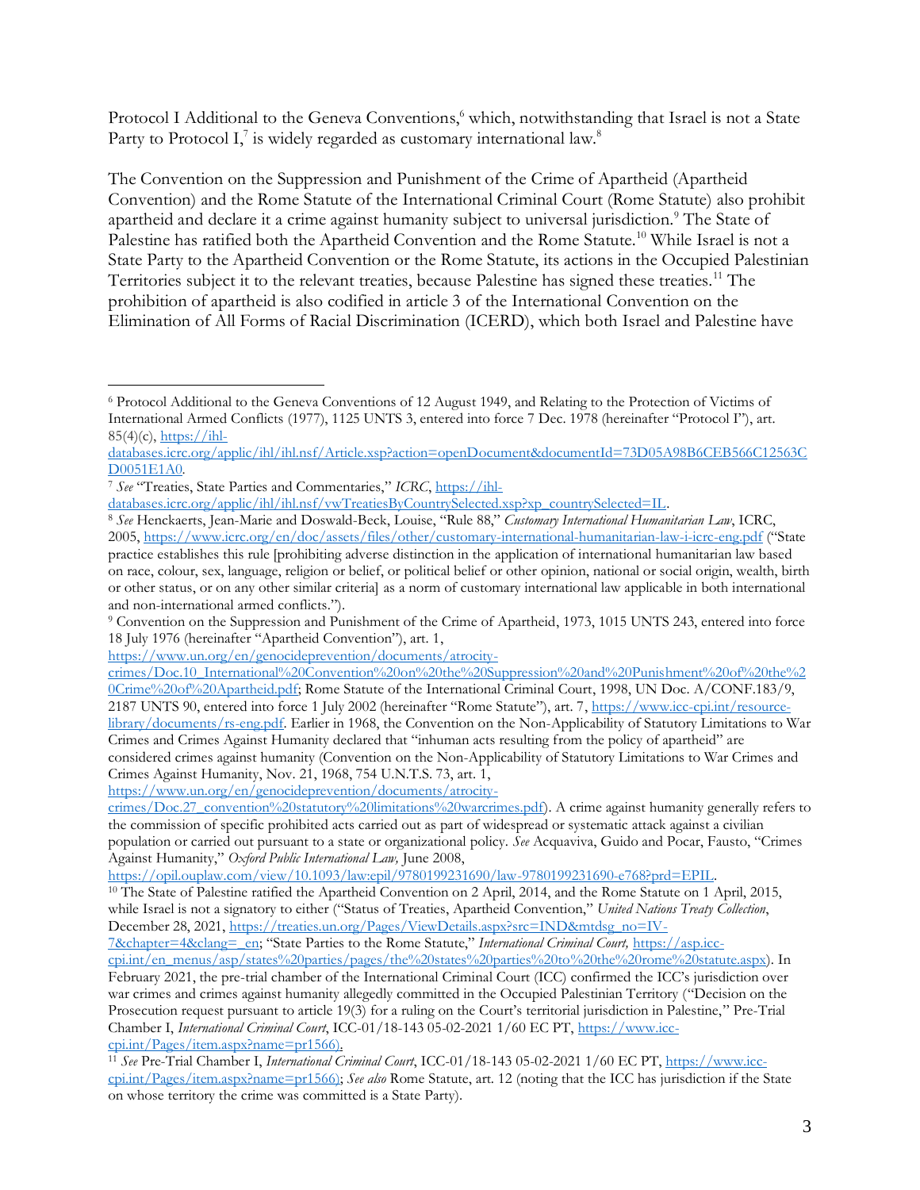Protocol I Additional to the Geneva Conventions,[6] which, notwithstanding that Israel is not a State Party to Protocol I,[7] is widely regarded as customary international law.[8]

The Convention on the Suppression and Punishment of the Crime of Apartheid (Apartheid Convention) and the Rome Statute of the International Criminal Court (Rome Statute) also prohibit apartheid and declare it a crime against humanity subject to universal jurisdiction.[9] The State of Palestine has ratified both the Apartheid Convention and the Rome Statute.[10] While Israel is not a State Party to the Apartheid Convention or the Rome Statute, its actions in the Occupied Palestinian Territories subject it to the relevant treaties, because Palestine has signed these treaties.[11] The prohibition of apartheid is also codified in article 3 of the International Convention on the Elimination of All Forms of Racial Discrimination (ICERD), which both Israel and Palestine have

---

[6] Protocol Additional to the Geneva Conventions of 12 August 1949, and Relating to the Protection of Victims of International Armed Conflicts (1977), 1125 UNTS 3, entered into force 7 Dec. 1978 (hereinafter "Protocol I"), art. 85(4)(c), https://ihl-databases.icrc.org/applic/ihl/ihl.nsf/Article.xsp?action=openDocument&documentId=73D05A98B6CEB566C12563CD0051E1A0.

[7] *See* "Treaties, State Parties and Commentaries," *ICRC*, https://ihl-databases.icrc.org/applic/ihl/ihl.nsf/vwTreatiesByCountrySelected.xsp?xp_countrySelected=IL.

[8] *See* Henckaerts, Jean-Marie and Doswald-Beck, Louise, "Rule 88," *Customary International Humanitarian Law*, ICRC, 2005, https://www.icrc.org/en/doc/assets/files/other/customary-international-humanitarian-law-i-icrc-eng.pdf ("State practice establishes this rule [prohibiting adverse distinction in the application of international humanitarian law based on race, colour, sex, language, religion or belief, or political belief or other opinion, national or social origin, wealth, birth or other status, or on any other similar criteria] as a norm of customary international law applicable in both international and non-international armed conflicts.").

[9] Convention on the Suppression and Punishment of the Crime of Apartheid, 1973, 1015 UNTS 243, entered into force 18 July 1976 (hereinafter "Apartheid Convention"), art. 1, https://www.un.org/en/genocideprevention/documents/atrocity-crimes/Doc.10_International%20Convention%20on%20the%20Suppression%20and%20Punishment%20of%20the%20Crime%20of%20Apartheid.pdf; Rome Statute of the International Criminal Court, 1998, UN Doc. A/CONF.183/9, 2187 UNTS 90, entered into force 1 July 2002 (hereinafter "Rome Statute"), art. 7, https://www.icc-cpi.int/resource-library/documents/rs-eng.pdf. Earlier in 1968, the Convention on the Non-Applicability of Statutory Limitations to War Crimes and Crimes Against Humanity declared that "inhuman acts resulting from the policy of apartheid" are considered crimes against humanity (Convention on the Non-Applicability of Statutory Limitations to War Crimes and Crimes Against Humanity, Nov. 21, 1968, 754 U.N.T.S. 73, art. 1, https://www.un.org/en/genocideprevention/documents/atrocity-crimes/Doc.27_convention%20statutory%20limitations%20warcrimes.pdf). A crime against humanity generally refers to the commission of specific prohibited acts carried out as part of widespread or systematic attack against a civilian population or carried out pursuant to a state or organizational policy. *See* Acquaviva, Guido and Pocar, Fausto, "Crimes Against Humanity," *Oxford Public International Law,* June 2008, https://opil.ouplaw.com/view/10.1093/law:epil/9780199231690/law-9780199231690-e768?prd=EPIL.

[10] The State of Palestine ratified the Apartheid Convention on 2 April, 2014, and the Rome Statute on 1 April, 2015, while Israel is not a signatory to either ("Status of Treaties, Apartheid Convention," *United Nations Treaty Collection*, December 28, 2021, https://treaties.un.org/Pages/ViewDetails.aspx?src=IND&mtdsg_no=IV-7&chapter=4&clang=_en; "State Parties to the Rome Statute," *International Criminal Court,* https://asp.icc-cpi.int/en_menus/asp/states%20parties/pages/the%20states%20parties%20to%20the%20rome%20statute.aspx). In February 2021, the pre-trial chamber of the International Criminal Court (ICC) confirmed the ICC's jurisdiction over war crimes and crimes against humanity allegedly committed in the Occupied Palestinian Territory ("Decision on the Prosecution request pursuant to article 19(3) for a ruling on the Court's territorial jurisdiction in Palestine," Pre-Trial Chamber I, *International Criminal Court*, ICC-01/18-143 05-02-2021 1/60 EC PT, https://www.icc-cpi.int/Pages/item.aspx?name=pr1566).

[11] *See* Pre-Trial Chamber I, *International Criminal Court*, ICC-01/18-143 05-02-2021 1/60 EC PT, https://www.icc-cpi.int/Pages/item.aspx?name=pr1566); *See also* Rome Statute, art. 12 (noting that the ICC has jurisdiction if the State on whose territory the crime was committed is a State Party).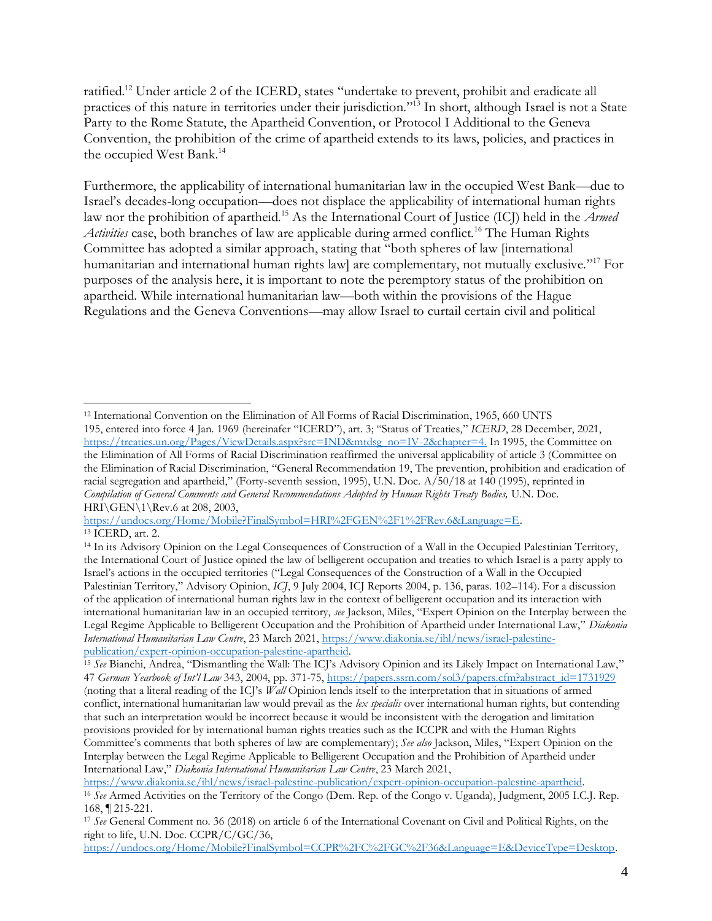ratified.[12] Under article 2 of the ICERD, states "undertake to prevent, prohibit and eradicate all practices of this nature in territories under their jurisdiction."[13] In short, although Israel is not a State Party to the Rome Statute, the Apartheid Convention, or Protocol I Additional to the Geneva Convention, the prohibition of the crime of apartheid extends to its laws, policies, and practices in the occupied West Bank.[14]

Furthermore, the applicability of international humanitarian law in the occupied West Bank—due to Israel's decades-long occupation—does not displace the applicability of international human rights law nor the prohibition of apartheid.[15] As the International Court of Justice (ICJ) held in the *Armed Activities* case, both branches of law are applicable during armed conflict.[16] The Human Rights Committee has adopted a similar approach, stating that "both spheres of law [international humanitarian and international human rights law] are complementary, not mutually exclusive."[17] For purposes of the analysis here, it is important to note the peremptory status of the prohibition on apartheid. While international humanitarian law—both within the provisions of the Hague Regulations and the Geneva Conventions—may allow Israel to curtail certain civil and political

---

[12] International Convention on the Elimination of All Forms of Racial Discrimination, 1965, 660 UNTS 195, entered into force 4 Jan. 1969 (hereinafer "ICERD"), art. 3; "Status of Treaties," *ICERD*, 28 December, 2021, https://treaties.un.org/Pages/ViewDetails.aspx?src=IND&mtdsg_no=IV-2&chapter=4. In 1995, the Committee on the Elimination of All Forms of Racial Discrimination reaffirmed the universal applicability of article 3 (Committee on the Elimination of Racial Discrimination, "General Recommendation 19, The prevention, prohibition and eradication of racial segregation and apartheid," (Forty-seventh session, 1995), U.N. Doc. A/50/18 at 140 (1995), reprinted in *Compilation of General Comments and General Recommendations Adopted by Human Rights Treaty Bodies,* U.N. Doc. HRI\GEN\1\Rev.6 at 208, 2003, https://undocs.org/Home/Mobile?FinalSymbol=HRI%2FGEN%2F1%2FRev.6&Language=E.

[13] ICERD, art. 2.

[14] In its Advisory Opinion on the Legal Consequences of Construction of a Wall in the Occupied Palestinian Territory, the International Court of Justice opined the law of belligerent occupation and treaties to which Israel is a party apply to Israel's actions in the occupied territories ("Legal Consequences of the Construction of a Wall in the Occupied Palestinian Territory," Advisory Opinion, *ICJ*, 9 July 2004, ICJ Reports 2004, p. 136, paras. 102–114). For a discussion of the application of international human rights law in the context of belligerent occupation and its interaction with international humanitarian law in an occupied territory, *see* Jackson, Miles, "Expert Opinion on the Interplay between the Legal Regime Applicable to Belligerent Occupation and the Prohibition of Apartheid under International Law," *Diakonia International Humanitarian Law Centre*, 23 March 2021, https://www.diakonia.se/ihl/news/israel-palestine-publication/expert-opinion-occupation-palestine-apartheid.

[15] *See* Bianchi, Andrea, "Dismantling the Wall: The ICJ's Advisory Opinion and its Likely Impact on International Law," 47 *German Yearbook of Int'l Law* 343, 2004, pp. 371-75, https://papers.ssrn.com/sol3/papers.cfm?abstract_id=1731929 (noting that a literal reading of the ICJ's *Wall* Opinion lends itself to the interpretation that in situations of armed conflict, international humanitarian law would prevail as the *lex specialis* over international human rights, but contending that such an interpretation would be incorrect because it would be inconsistent with the derogation and limitation provisions provided for by international human rights treaties such as the ICCPR and with the Human Rights Committee's comments that both spheres of law are complementary); *See also* Jackson, Miles, "Expert Opinion on the Interplay between the Legal Regime Applicable to Belligerent Occupation and the Prohibition of Apartheid under International Law," *Diakonia International Humanitarian Law Centre*, 23 March 2021, https://www.diakonia.se/ihl/news/israel-palestine-publication/expert-opinion-occupation-palestine-apartheid.

[16] *See* Armed Activities on the Territory of the Congo (Dem. Rep. of the Congo v. Uganda), Judgment, 2005 I.C.J. Rep. 168, ¶ 215-221.

[17] *See* General Comment no. 36 (2018) on article 6 of the International Covenant on Civil and Political Rights, on the right to life, U.N. Doc. CCPR/C/GC/36, https://undocs.org/Home/Mobile?FinalSymbol=CCPR%2FC%2FGC%2F36&Language=E&DeviceType=Desktop.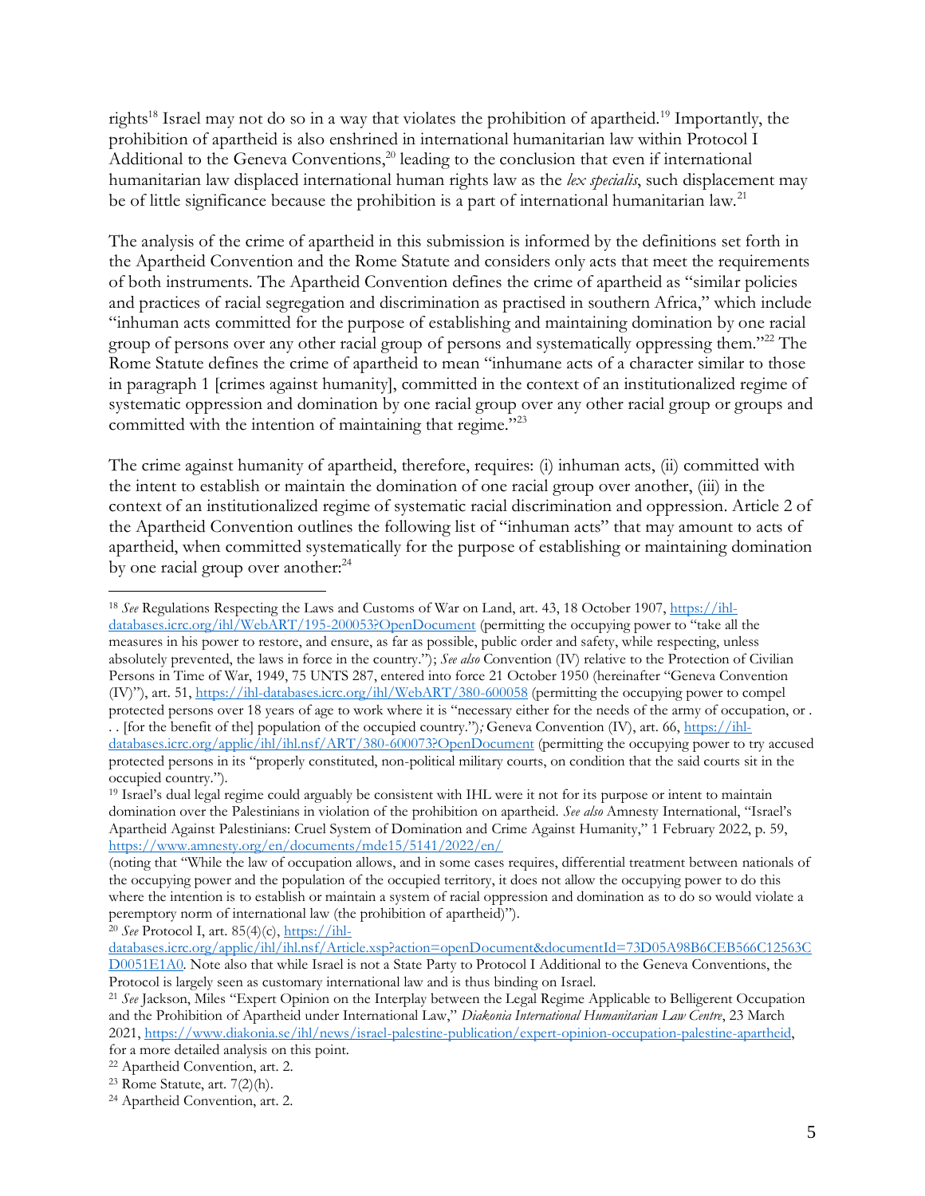rights[18] Israel may not do so in a way that violates the prohibition of apartheid.[19] Importantly, the prohibition of apartheid is also enshrined in international humanitarian law within Protocol I Additional to the Geneva Conventions,[20] leading to the conclusion that even if international humanitarian law displaced international human rights law as the *lex specialis*, such displacement may be of little significance because the prohibition is a part of international humanitarian law.[21]

The analysis of the crime of apartheid in this submission is informed by the definitions set forth in the Apartheid Convention and the Rome Statute and considers only acts that meet the requirements of both instruments. The Apartheid Convention defines the crime of apartheid as "similar policies and practices of racial segregation and discrimination as practised in southern Africa," which include "inhuman acts committed for the purpose of establishing and maintaining domination by one racial group of persons over any other racial group of persons and systematically oppressing them."[22] The Rome Statute defines the crime of apartheid to mean "inhumane acts of a character similar to those in paragraph 1 [crimes against humanity], committed in the context of an institutionalized regime of systematic oppression and domination by one racial group over any other racial group or groups and committed with the intention of maintaining that regime."[23]

The crime against humanity of apartheid, therefore, requires: (i) inhuman acts, (ii) committed with the intent to establish or maintain the domination of one racial group over another, (iii) in the context of an institutionalized regime of systematic racial discrimination and oppression. Article 2 of the Apartheid Convention outlines the following list of "inhuman acts" that may amount to acts of apartheid, when committed systematically for the purpose of establishing or maintaining domination by one racial group over another:[24]

---

[18] *See* Regulations Respecting the Laws and Customs of War on Land, art. 43, 18 October 1907, https://ihl-databases.icrc.org/ihl/WebART/195-200053?OpenDocument (permitting the occupying power to "take all the measures in his power to restore, and ensure, as far as possible, public order and safety, while respecting, unless absolutely prevented, the laws in force in the country."); *See also* Convention (IV) relative to the Protection of Civilian Persons in Time of War, 1949, 75 UNTS 287, entered into force 21 October 1950 (hereinafter "Geneva Convention (IV)"), art. 51, https://ihl-databases.icrc.org/ihl/WebART/380-600058 (permitting the occupying power to compel protected persons over 18 years of age to work where it is "necessary either for the needs of the army of occupation, or . . . [for the benefit of the] population of the occupied country."); Geneva Convention (IV), art. 66, https://ihl-databases.icrc.org/applic/ihl/ihl.nsf/ART/380-600073?OpenDocument (permitting the occupying power to try accused protected persons in its "properly constituted, non-political military courts, on condition that the said courts sit in the occupied country.").

[19] Israel's dual legal regime could arguably be consistent with IHL were it not for its purpose or intent to maintain domination over the Palestinians in violation of the prohibition on apartheid. *See also* Amnesty International, "Israel's Apartheid Against Palestinians: Cruel System of Domination and Crime Against Humanity," 1 February 2022, p. 59, https://www.amnesty.org/en/documents/mde15/5141/2022/en/ (noting that "While the law of occupation allows, and in some cases requires, differential treatment between nationals of the occupying power and the population of the occupied territory, it does not allow the occupying power to do this where the intention is to establish or maintain a system of racial oppression and domination as to do so would violate a peremptory norm of international law (the prohibition of apartheid)").

[20] *See* Protocol I, art. 85(4)(c), https://ihl-databases.icrc.org/applic/ihl/ihl.nsf/Article.xsp?action=openDocument&documentId=73D05A98B6CEB566C12563CD0051E1A0. Note also that while Israel is not a State Party to Protocol I Additional to the Geneva Conventions, the Protocol is largely seen as customary international law and is thus binding on Israel.

[21] *See* Jackson, Miles "Expert Opinion on the Interplay between the Legal Regime Applicable to Belligerent Occupation and the Prohibition of Apartheid under International Law," *Diakonia International Humanitarian Law Centre*, 23 March 2021, https://www.diakonia.se/ihl/news/israel-palestine-publication/expert-opinion-occupation-palestine-apartheid, for a more detailed analysis on this point.

[22] Apartheid Convention, art. 2.

[23] Rome Statute, art. 7(2)(h).

[24] Apartheid Convention, art. 2.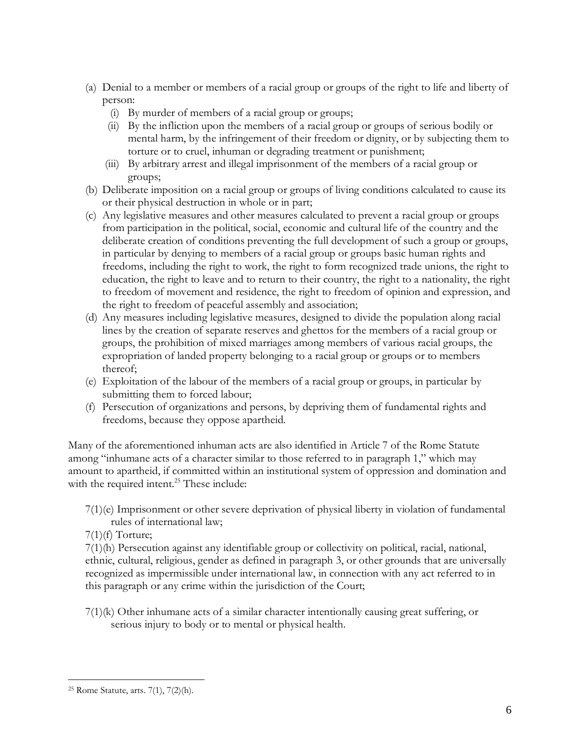(a) Denial to a member or members of a racial group or groups of the right to life and liberty of person:
   (i) By murder of members of a racial group or groups;
   (ii) By the infliction upon the members of a racial group or groups of serious bodily or mental harm, by the infringement of their freedom or dignity, or by subjecting them to torture or to cruel, inhuman or degrading treatment or punishment;
   (iii) By arbitrary arrest and illegal imprisonment of the members of a racial group or groups;

(b) Deliberate imposition on a racial group or groups of living conditions calculated to cause its or their physical destruction in whole or in part;

(c) Any legislative measures and other measures calculated to prevent a racial group or groups from participation in the political, social, economic and cultural life of the country and the deliberate creation of conditions preventing the full development of such a group or groups, in particular by denying to members of a racial group or groups basic human rights and freedoms, including the right to work, the right to form recognized trade unions, the right to education, the right to leave and to return to their country, the right to a nationality, the right to freedom of movement and residence, the right to freedom of opinion and expression, and the right to freedom of peaceful assembly and association;

(d) Any measures including legislative measures, designed to divide the population along racial lines by the creation of separate reserves and ghettos for the members of a racial group or groups, the prohibition of mixed marriages among members of various racial groups, the expropriation of landed property belonging to a racial group or groups or to members thereof;

(e) Exploitation of the labour of the members of a racial group or groups, in particular by submitting them to forced labour;

(f) Persecution of organizations and persons, by depriving them of fundamental rights and freedoms, because they oppose apartheid.

Many of the aforementioned inhuman acts are also identified in Article 7 of the Rome Statute among "inhumane acts of a character similar to those referred to in paragraph 1," which may amount to apartheid, if committed within an institutional system of oppression and domination and with the required intent.[25] These include:

7(1)(e) Imprisonment or other severe deprivation of physical liberty in violation of fundamental rules of international law;

7(1)(f) Torture;

7(1)(h) Persecution against any identifiable group or collectivity on political, racial, national, ethnic, cultural, religious, gender as defined in paragraph 3, or other grounds that are universally recognized as impermissible under international law, in connection with any act referred to in this paragraph or any crime within the jurisdiction of the Court;

7(1)(k) Other inhumane acts of a similar character intentionally causing great suffering, or serious injury to body or to mental or physical health.

[25] Rome Statute, arts. 7(1), 7(2)(h).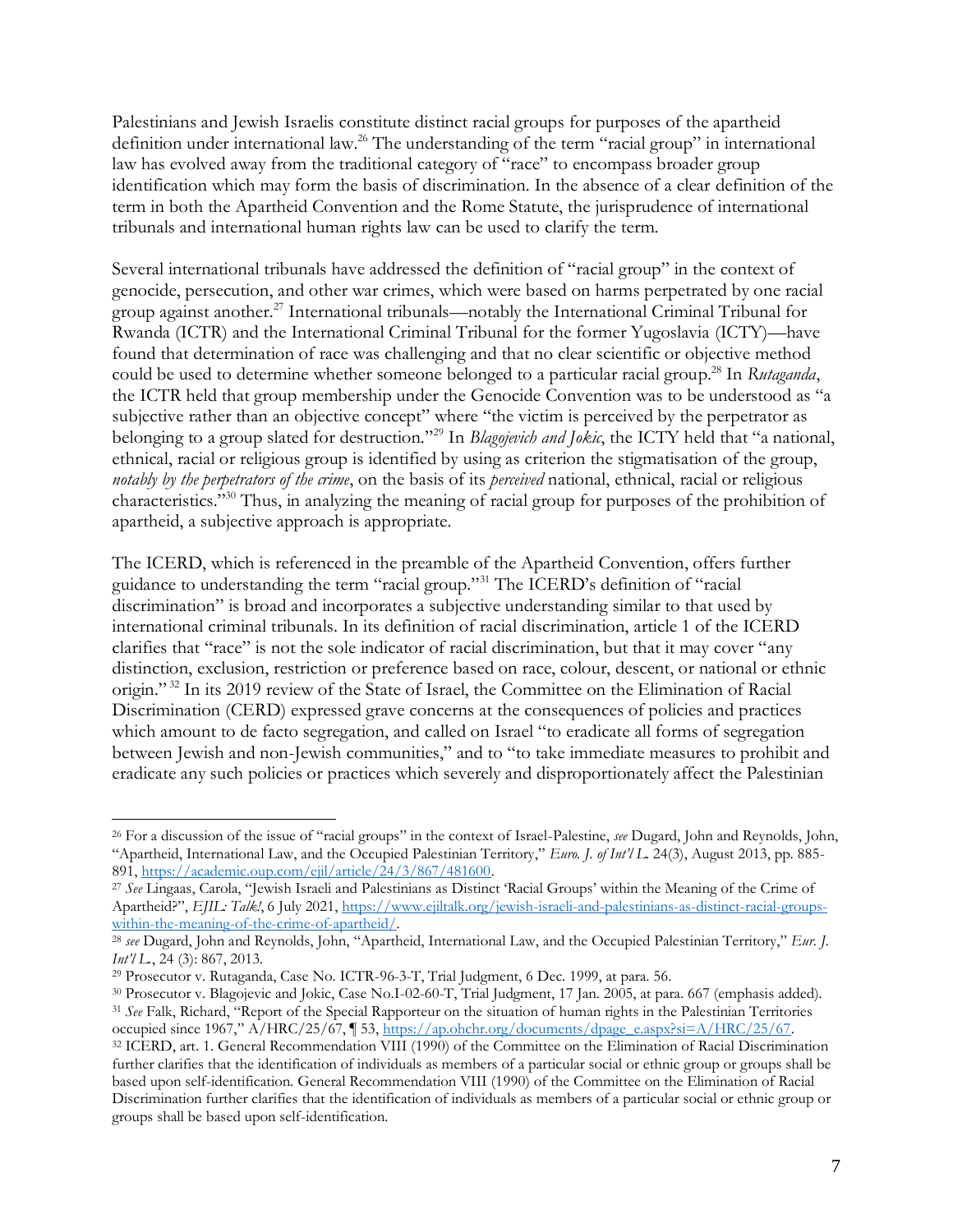Palestinians and Jewish Israelis constitute distinct racial groups for purposes of the apartheid definition under international law.[26] The understanding of the term "racial group" in international law has evolved away from the traditional category of "race" to encompass broader group identification which may form the basis of discrimination. In the absence of a clear definition of the term in both the Apartheid Convention and the Rome Statute, the jurisprudence of international tribunals and international human rights law can be used to clarify the term.

Several international tribunals have addressed the definition of "racial group" in the context of genocide, persecution, and other war crimes, which were based on harms perpetrated by one racial group against another.[27] International tribunals—notably the International Criminal Tribunal for Rwanda (ICTR) and the International Criminal Tribunal for the former Yugoslavia (ICTY)—have found that determination of race was challenging and that no clear scientific or objective method could be used to determine whether someone belonged to a particular racial group.[28] In *Rutaganda*, the ICTR held that group membership under the Genocide Convention was to be understood as "a subjective rather than an objective concept" where "the victim is perceived by the perpetrator as belonging to a group slated for destruction."[29] In *Blagojevich and Jokic*, the ICTY held that "a national, ethnical, racial or religious group is identified by using as criterion the stigmatisation of the group, *notably by the perpetrators of the crime*, on the basis of its *perceived* national, ethnical, racial or religious characteristics."[30] Thus, in analyzing the meaning of racial group for purposes of the prohibition of apartheid, a subjective approach is appropriate.

The ICERD, which is referenced in the preamble of the Apartheid Convention, offers further guidance to understanding the term "racial group."[31] The ICERD's definition of "racial discrimination" is broad and incorporates a subjective understanding similar to that used by international criminal tribunals. In its definition of racial discrimination, article 1 of the ICERD clarifies that "race" is not the sole indicator of racial discrimination, but that it may cover "any distinction, exclusion, restriction or preference based on race, colour, descent, or national or ethnic origin."[32] In its 2019 review of the State of Israel, the Committee on the Elimination of Racial Discrimination (CERD) expressed grave concerns at the consequences of policies and practices which amount to de facto segregation, and called on Israel "to eradicate all forms of segregation between Jewish and non-Jewish communities," and to "to take immediate measures to prohibit and eradicate any such policies or practices which severely and disproportionately affect the Palestinian

---

[26] For a discussion of the issue of "racial groups" in the context of Israel-Palestine, *see* Dugard, John and Reynolds, John, "Apartheid, International Law, and the Occupied Palestinian Territory," *Euro. J. of Int'l L.* 24(3), August 2013, pp. 885-891, https://academic.oup.com/ejil/article/24/3/867/481600.

[27] *See* Lingaas, Carola, "Jewish Israeli and Palestinians as Distinct 'Racial Groups' within the Meaning of the Crime of Apartheid?", *EJIL: Talk!*, 6 July 2021, https://www.ejiltalk.org/jewish-israeli-and-palestinians-as-distinct-racial-groups-within-the-meaning-of-the-crime-of-apartheid/.

[28] *see* Dugard, John and Reynolds, John, "Apartheid, International Law, and the Occupied Palestinian Territory," *Eur. J. Int'l L.*, 24 (3): 867, 2013.

[29] Prosecutor v. Rutaganda, Case No. ICTR-96-3-T, Trial Judgment, 6 Dec. 1999, at para. 56.

[30] Prosecutor v. Blagojevic and Jokic, Case No.I-02-60-T, Trial Judgment, 17 Jan. 2005, at para. 667 (emphasis added).

[31] *See* Falk, Richard, "Report of the Special Rapporteur on the situation of human rights in the Palestinian Territories occupied since 1967," A/HRC/25/67, ¶ 53, https://ap.ohchr.org/documents/dpage_e.aspx?si=A/HRC/25/67.

[32] ICERD, art. 1. General Recommendation VIII (1990) of the Committee on the Elimination of Racial Discrimination further clarifies that the identification of individuals as members of a particular social or ethnic group or groups shall be based upon self-identification. General Recommendation VIII (1990) of the Committee on the Elimination of Racial Discrimination further clarifies that the identification of individuals as members of a particular social or ethnic group or groups shall be based upon self-identification.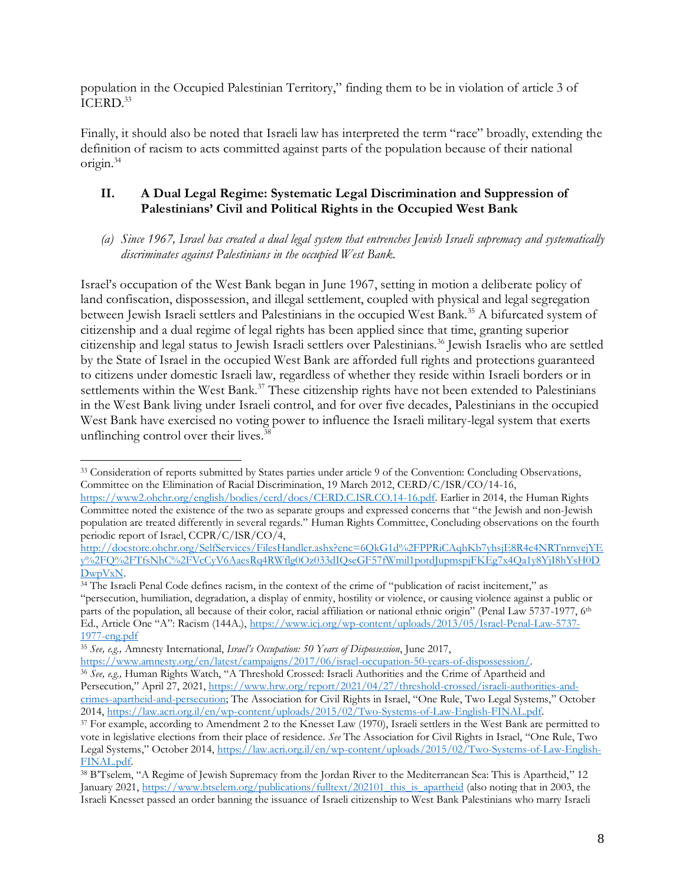population in the Occupied Palestinian Territory," finding them to be in violation of article 3 of ICERD.[33]

Finally, it should also be noted that Israeli law has interpreted the term "race" broadly, extending the definition of racism to acts committed against parts of the population because of their national origin.[34]

## II. A Dual Legal Regime: Systematic Legal Discrimination and Suppression of Palestinians' Civil and Political Rights in the Occupied West Bank

### *(a) Since 1967, Israel has created a dual legal system that entrenches Jewish Israeli supremacy and systematically discriminates against Palestinians in the occupied West Bank.*

Israel's occupation of the West Bank began in June 1967, setting in motion a deliberate policy of land confiscation, dispossession, and illegal settlement, coupled with physical and legal segregation between Jewish Israeli settlers and Palestinians in the occupied West Bank.[35] A bifurcated system of citizenship and a dual regime of legal rights has been applied since that time, granting superior citizenship and legal status to Jewish Israeli settlers over Palestinians.[36] Jewish Israelis who are settled by the State of Israel in the occupied West Bank are afforded full rights and protections guaranteed to citizens under domestic Israeli law, regardless of whether they reside within Israeli borders or in settlements within the West Bank.[37] These citizenship rights have not been extended to Palestinians in the West Bank living under Israeli control, and for over five decades, Palestinians in the occupied West Bank have exercised no voting power to influence the Israeli military-legal system that exerts unflinching control over their lives.[38]

---

[33] Consideration of reports submitted by States parties under article 9 of the Convention: Concluding Observations, Committee on the Elimination of Racial Discrimination, 19 March 2012, CERD/C/ISR/CO/14-16, https://www2.ohchr.org/english/bodies/cerd/docs/CERD.C.ISR.CO.14-16.pdf. Earlier in 2014, the Human Rights Committee noted the existence of the two as separate groups and expressed concerns that "the Jewish and non-Jewish population are treated differently in several regards." Human Rights Committee, Concluding observations on the fourth periodic report of Israel, CCPR/C/ISR/CO/4, http://docstore.ohchr.org/SelfServices/FilesHandler.ashx?enc=6QkG1d%2FPPRiCAqhKb7yhsjE8R4c4NRTnrnvejYEy%2FQ%2FTfsNhC%2FVcCyV6AaesRq4RWflg0Oz033dIQscGF57fWmil1potdJupmspjFKEg7x4Qa1y8YjI8hYsH0DDwpVxN.

[34] The Israeli Penal Code defines racism, in the context of the crime of "publication of racist incitement," as "persecution, humiliation, degradation, a display of enmity, hostility or violence, or causing violence against a public or parts of the population, all because of their color, racial affiliation or national ethnic origin" (Penal Law 5737-1977, 6th Ed., Article One "A": Racism (144A.), https://www.icj.org/wp-content/uploads/2013/05/Israel-Penal-Law-5737-1977-eng.pdf

[35] *See, e.g.,* Amnesty International, *Israel's Occupation: 50 Years of Dispossession*, June 2017, https://www.amnesty.org/en/latest/campaigns/2017/06/israel-occupation-50-years-of-dispossession/.

[36] *See, e.g.,* Human Rights Watch, "A Threshold Crossed: Israeli Authorities and the Crime of Apartheid and Persecution," April 27, 2021, https://www.hrw.org/report/2021/04/27/threshold-crossed/israeli-authorities-and-crimes-apartheid-and-persecution; The Association for Civil Rights in Israel, "One Rule, Two Legal Systems," October 2014, https://law.acri.org.il/en/wp-content/uploads/2015/02/Two-Systems-of-Law-English-FINAL.pdf.

[37] For example, according to Amendment 2 to the Knesset Law (1970), Israeli settlers in the West Bank are permitted to vote in legislative elections from their place of residence. *See* The Association for Civil Rights in Israel, "One Rule, Two Legal Systems," October 2014, https://law.acri.org.il/en/wp-content/uploads/2015/02/Two-Systems-of-Law-English-FINAL.pdf.

[38] B'Tselem, "A Regime of Jewish Supremacy from the Jordan River to the Mediterranean Sea: This is Apartheid," 12 January 2021, https://www.btselem.org/publications/fulltext/202101_this_is_apartheid (also noting that in 2003, the Israeli Knesset passed an order banning the issuance of Israeli citizenship to West Bank Palestinians who marry Israeli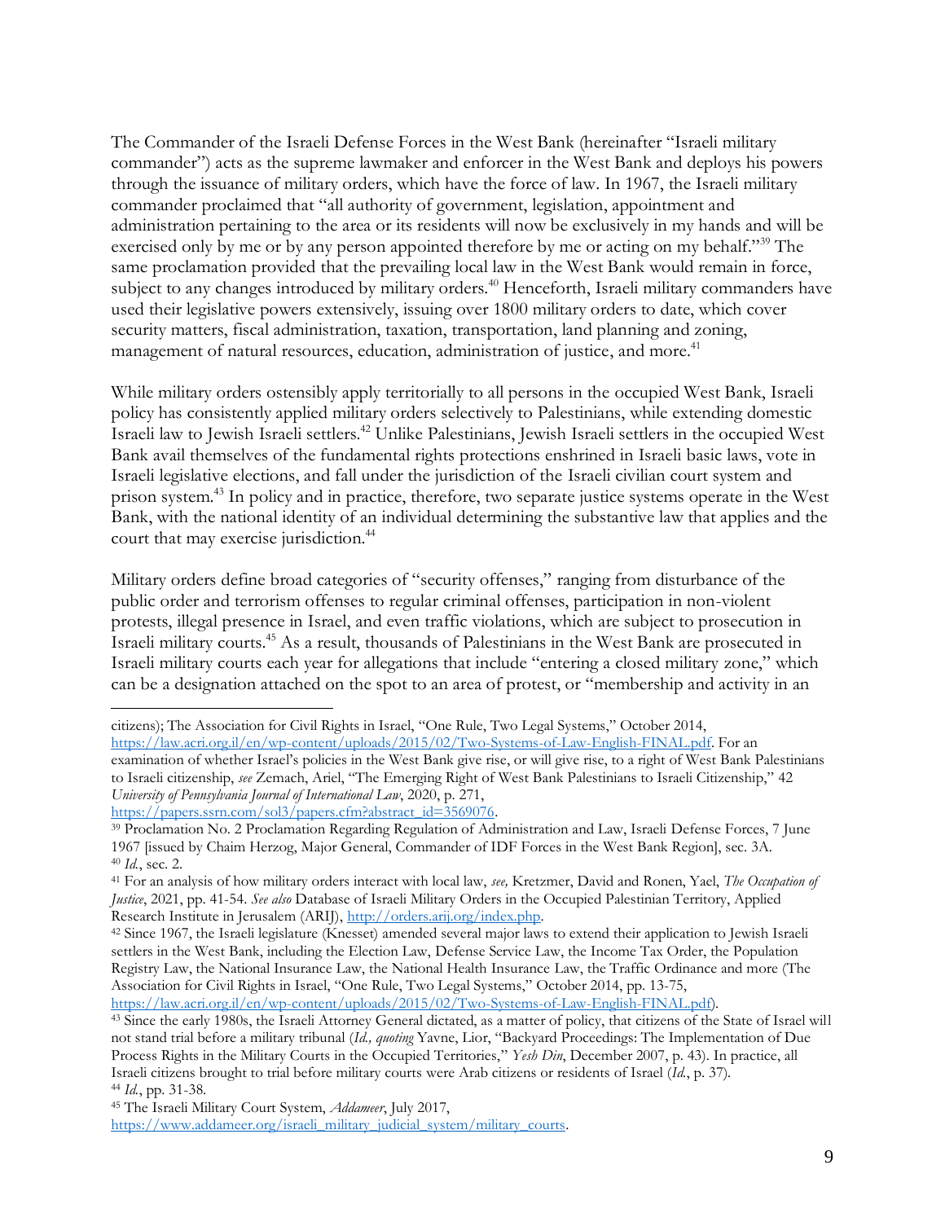The Commander of the Israeli Defense Forces in the West Bank (hereinafter "Israeli military commander") acts as the supreme lawmaker and enforcer in the West Bank and deploys his powers through the issuance of military orders, which have the force of law. In 1967, the Israeli military commander proclaimed that "all authority of government, legislation, appointment and administration pertaining to the area or its residents will now be exclusively in my hands and will be exercised only by me or by any person appointed therefore by me or acting on my behalf."[39] The same proclamation provided that the prevailing local law in the West Bank would remain in force, subject to any changes introduced by military orders.[40] Henceforth, Israeli military commanders have used their legislative powers extensively, issuing over 1800 military orders to date, which cover security matters, fiscal administration, taxation, transportation, land planning and zoning, management of natural resources, education, administration of justice, and more.[41]

While military orders ostensibly apply territorially to all persons in the occupied West Bank, Israeli policy has consistently applied military orders selectively to Palestinians, while extending domestic Israeli law to Jewish Israeli settlers.[42] Unlike Palestinians, Jewish Israeli settlers in the occupied West Bank avail themselves of the fundamental rights protections enshrined in Israeli basic laws, vote in Israeli legislative elections, and fall under the jurisdiction of the Israeli civilian court system and prison system.[43] In policy and in practice, therefore, two separate justice systems operate in the West Bank, with the national identity of an individual determining the substantive law that applies and the court that may exercise jurisdiction.[44]

Military orders define broad categories of "security offenses," ranging from disturbance of the public order and terrorism offenses to regular criminal offenses, participation in non-violent protests, illegal presence in Israel, and even traffic violations, which are subject to prosecution in Israeli military courts.[45] As a result, thousands of Palestinians in the West Bank are prosecuted in Israeli military courts each year for allegations that include "entering a closed military zone," which can be a designation attached on the spot to an area of protest, or "membership and activity in an

---

citizens); The Association for Civil Rights in Israel, "One Rule, Two Legal Systems," October 2014, https://law.acri.org.il/en/wp-content/uploads/2015/02/Two-Systems-of-Law-English-FINAL.pdf. For an examination of whether Israel's policies in the West Bank give rise, or will give rise, to a right of West Bank Palestinians to Israeli citizenship, *see* Zemach, Ariel, "The Emerging Right of West Bank Palestinians to Israeli Citizenship," 42 *University of Pennsylvania Journal of International Law*, 2020, p. 271, https://papers.ssrn.com/sol3/papers.cfm?abstract_id=3569076.

[39] Proclamation No. 2 Proclamation Regarding Regulation of Administration and Law, Israeli Defense Forces, 7 June 1967 [issued by Chaim Herzog, Major General, Commander of IDF Forces in the West Bank Region], sec. 3A.

[40] *Id.*, sec. 2.

[41] For an analysis of how military orders interact with local law, *see,* Kretzmer, David and Ronen, Yael, *The Occupation of Justice*, 2021, pp. 41-54. *See also* Database of Israeli Military Orders in the Occupied Palestinian Territory, Applied Research Institute in Jerusalem (ARIJ), http://orders.arij.org/index.php.

[42] Since 1967, the Israeli legislature (Knesset) amended several major laws to extend their application to Jewish Israeli settlers in the West Bank, including the Election Law, Defense Service Law, the Income Tax Order, the Population Registry Law, the National Insurance Law, the National Health Insurance Law, the Traffic Ordinance and more (The Association for Civil Rights in Israel, "One Rule, Two Legal Systems," October 2014, pp. 13-75, https://law.acri.org.il/en/wp-content/uploads/2015/02/Two-Systems-of-Law-English-FINAL.pdf).

[43] Since the early 1980s, the Israeli Attorney General dictated, as a matter of policy, that citizens of the State of Israel will not stand trial before a military tribunal (*Id., quoting* Yavne, Lior, "Backyard Proceedings: The Implementation of Due Process Rights in the Military Courts in the Occupied Territories," *Yesh Din*, December 2007, p. 43). In practice, all Israeli citizens brought to trial before military courts were Arab citizens or residents of Israel (*Id.*, p. 37).

[44] *Id.*, pp. 31-38.

[45] The Israeli Military Court System, *Addameer*, July 2017, https://www.addameer.org/israeli_military_judicial_system/military_courts.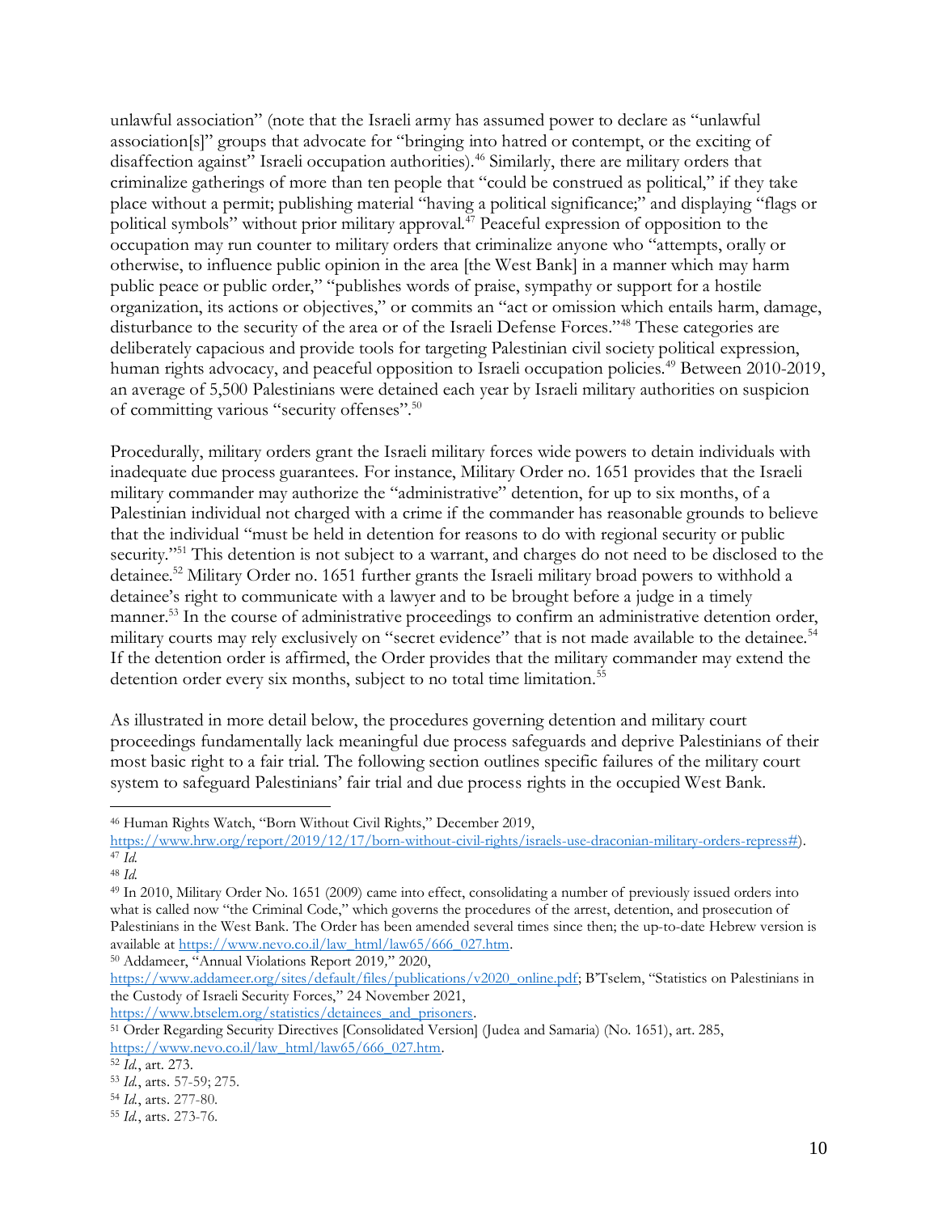unlawful association" (note that the Israeli army has assumed power to declare as "unlawful association[s]" groups that advocate for "bringing into hatred or contempt, or the exciting of disaffection against" Israeli occupation authorities).[46] Similarly, there are military orders that criminalize gatherings of more than ten people that "could be construed as political," if they take place without a permit; publishing material "having a political significance;" and displaying "flags or political symbols" without prior military approval.[47] Peaceful expression of opposition to the occupation may run counter to military orders that criminalize anyone who "attempts, orally or otherwise, to influence public opinion in the area [the West Bank] in a manner which may harm public peace or public order," "publishes words of praise, sympathy or support for a hostile organization, its actions or objectives," or commits an "act or omission which entails harm, damage, disturbance to the security of the area or of the Israeli Defense Forces."[48] These categories are deliberately capacious and provide tools for targeting Palestinian civil society political expression, human rights advocacy, and peaceful opposition to Israeli occupation policies.[49] Between 2010-2019, an average of 5,500 Palestinians were detained each year by Israeli military authorities on suspicion of committing various "security offenses".[50]

Procedurally, military orders grant the Israeli military forces wide powers to detain individuals with inadequate due process guarantees. For instance, Military Order no. 1651 provides that the Israeli military commander may authorize the "administrative" detention, for up to six months, of a Palestinian individual not charged with a crime if the commander has reasonable grounds to believe that the individual "must be held in detention for reasons to do with regional security or public security."[51] This detention is not subject to a warrant, and charges do not need to be disclosed to the detainee.[52] Military Order no. 1651 further grants the Israeli military broad powers to withhold a detainee's right to communicate with a lawyer and to be brought before a judge in a timely manner.[53] In the course of administrative proceedings to confirm an administrative detention order, military courts may rely exclusively on "secret evidence" that is not made available to the detainee.[54] If the detention order is affirmed, the Order provides that the military commander may extend the detention order every six months, subject to no total time limitation.[55]

As illustrated in more detail below, the procedures governing detention and military court proceedings fundamentally lack meaningful due process safeguards and deprive Palestinians of their most basic right to a fair trial. The following section outlines specific failures of the military court system to safeguard Palestinians' fair trial and due process rights in the occupied West Bank.

---

[46] Human Rights Watch, "Born Without Civil Rights," December 2019, https://www.hrw.org/report/2019/12/17/born-without-civil-rights/israels-use-draconian-military-orders-repress#).

[47] *Id.*

[48] *Id.*

[49] In 2010, Military Order No. 1651 (2009) came into effect, consolidating a number of previously issued orders into what is called now "the Criminal Code," which governs the procedures of the arrest, detention, and prosecution of Palestinians in the West Bank. The Order has been amended several times since then; the up-to-date Hebrew version is available at https://www.nevo.co.il/law_html/law65/666_027.htm.

[50] Addameer, "Annual Violations Report 2019," 2020, https://www.addameer.org/sites/default/files/publications/v2020_online.pdf; B'Tselem, "Statistics on Palestinians in the Custody of Israeli Security Forces," 24 November 2021, https://www.btselem.org/statistics/detainees_and_prisoners.

[51] Order Regarding Security Directives [Consolidated Version] (Judea and Samaria) (No. 1651), art. 285, https://www.nevo.co.il/law_html/law65/666_027.htm.

[52] *Id.*, art. 273.

[53] *Id.*, arts. 57-59; 275.

[54] *Id.*, arts. 277-80.

[55] *Id.*, arts. 273-76.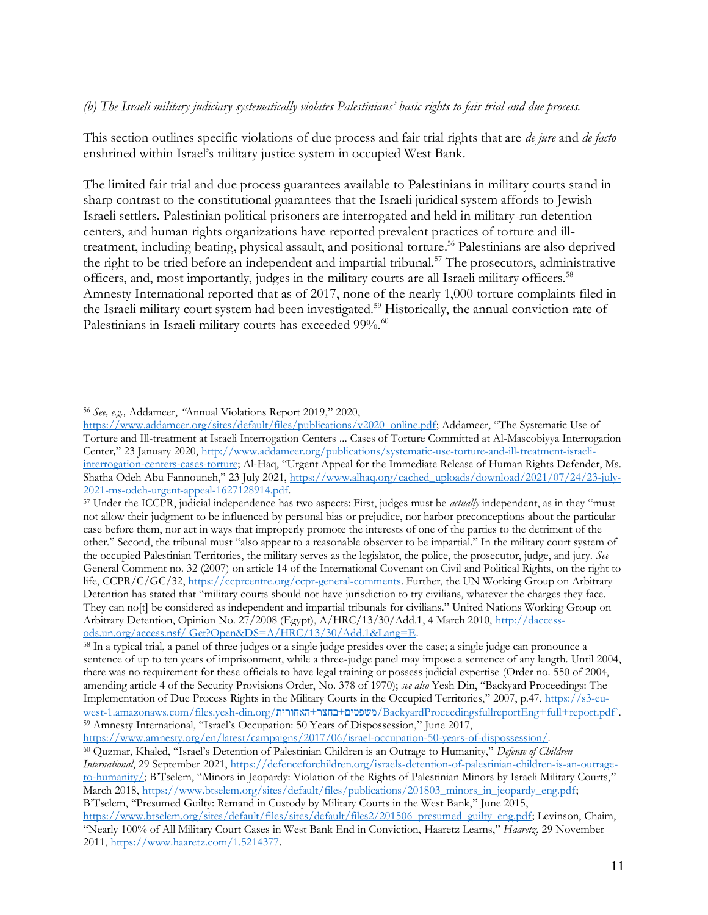*(b) The Israeli military judiciary systematically violates Palestinians' basic rights to fair trial and due process.*

This section outlines specific violations of due process and fair trial rights that are *de jure* and *de facto* enshrined within Israel's military justice system in occupied West Bank.

The limited fair trial and due process guarantees available to Palestinians in military courts stand in sharp contrast to the constitutional guarantees that the Israeli juridical system affords to Jewish Israeli settlers. Palestinian political prisoners are interrogated and held in military-run detention centers, and human rights organizations have reported prevalent practices of torture and ill-treatment, including beating, physical assault, and positional torture.[56] Palestinians are also deprived the right to be tried before an independent and impartial tribunal.[57] The prosecutors, administrative officers, and, most importantly, judges in the military courts are all Israeli military officers.[58] Amnesty International reported that as of 2017, none of the nearly 1,000 torture complaints filed in the Israeli military court system had been investigated.[59] Historically, the annual conviction rate of Palestinians in Israeli military courts has exceeded 99%.[60]

---

[56] *See, e.g.,* Addameer, *"*Annual Violations Report 2019," 2020, https://www.addameer.org/sites/default/files/publications/v2020_online.pdf; Addameer, "The Systematic Use of Torture and Ill-treatment at Israeli Interrogation Centers ... Cases of Torture Committed at Al-Mascobiyya Interrogation Center*,*" 23 January 2020, http://www.addameer.org/publications/systematic-use-torture-and-ill-treatment-israeli-interrogation-centers-cases-torture; Al-Haq, "Urgent Appeal for the Immediate Release of Human Rights Defender, Ms. Shatha Odeh Abu Fannouneh," 23 July 2021, https://www.alhaq.org/cached_uploads/download/2021/07/24/23-july-2021-ms-odeh-urgent-appeal-1627128914.pdf.

[57] Under the ICCPR, judicial independence has two aspects: First, judges must be *actually* independent, as in they "must not allow their judgment to be influenced by personal bias or prejudice, nor harbor preconceptions about the particular case before them, nor act in ways that improperly promote the interests of one of the parties to the detriment of the other." Second, the tribunal must "also appear to a reasonable observer to be impartial." In the military court system of the occupied Palestinian Territories, the military serves as the legislator, the police, the prosecutor, judge, and jury. *See* General Comment no. 32 (2007) on article 14 of the International Covenant on Civil and Political Rights, on the right to life, CCPR/C/GC/32, https://ccprcentre.org/ccpr-general-comments. Further, the UN Working Group on Arbitrary Detention has stated that "military courts should not have jurisdiction to try civilians, whatever the charges they face. They can no[t] be considered as independent and impartial tribunals for civilians." United Nations Working Group on Arbitrary Detention, Opinion No. 27/2008 (Egypt), A/HRC/13/30/Add.1, 4 March 2010, http://daccess-ods.un.org/access.nsf/ Get?Open&DS=A/HRC/13/30/Add.1&Lang=E.

[58] In a typical trial, a panel of three judges or a single judge presides over the case; a single judge can pronounce a sentence of up to ten years of imprisonment, while a three-judge panel may impose a sentence of any length. Until 2004, there was no requirement for these officials to have legal training or possess judicial expertise (Order no. 550 of 2004, amending article 4 of the Security Provisions Order, No. 378 of 1970); *see also* Yesh Din, "Backyard Proceedings: The Implementation of Due Process Rights in the Military Courts in the Occupied Territories," 2007, p.47, https://s3-eu-west-1.amazonaws.com/files.yesh-din.org/משפטים+בחצר+האחורית/BackyardProceedingsfullreportEng+full+report.pdf`.

[59] Amnesty International, "Israel's Occupation: 50 Years of Dispossession," June 2017, https://www.amnesty.org/en/latest/campaigns/2017/06/israel-occupation-50-years-of-dispossession/.

[60] Quzmar, Khaled, "Israel's Detention of Palestinian Children is an Outrage to Humanity," *Defense of Children International*, 29 September 2021, https://defenceforchildren.org/israels-detention-of-palestinian-children-is-an-outrage-to-humanity/; B'Tselem, "Minors in Jeopardy: Violation of the Rights of Palestinian Minors by Israeli Military Courts," March 2018, https://www.btselem.org/sites/default/files/publications/201803_minors_in_jeopardy_eng.pdf; B'Tselem, "Presumed Guilty: Remand in Custody by Military Courts in the West Bank," June 2015, https://www.btselem.org/sites/default/files/sites/default/files2/201506_presumed_guilty_eng.pdf; Levinson, Chaim, "Nearly 100% of All Military Court Cases in West Bank End in Conviction, Haaretz Learns," *Haaretz*, 29 November 2011, https://www.haaretz.com/1.5214377.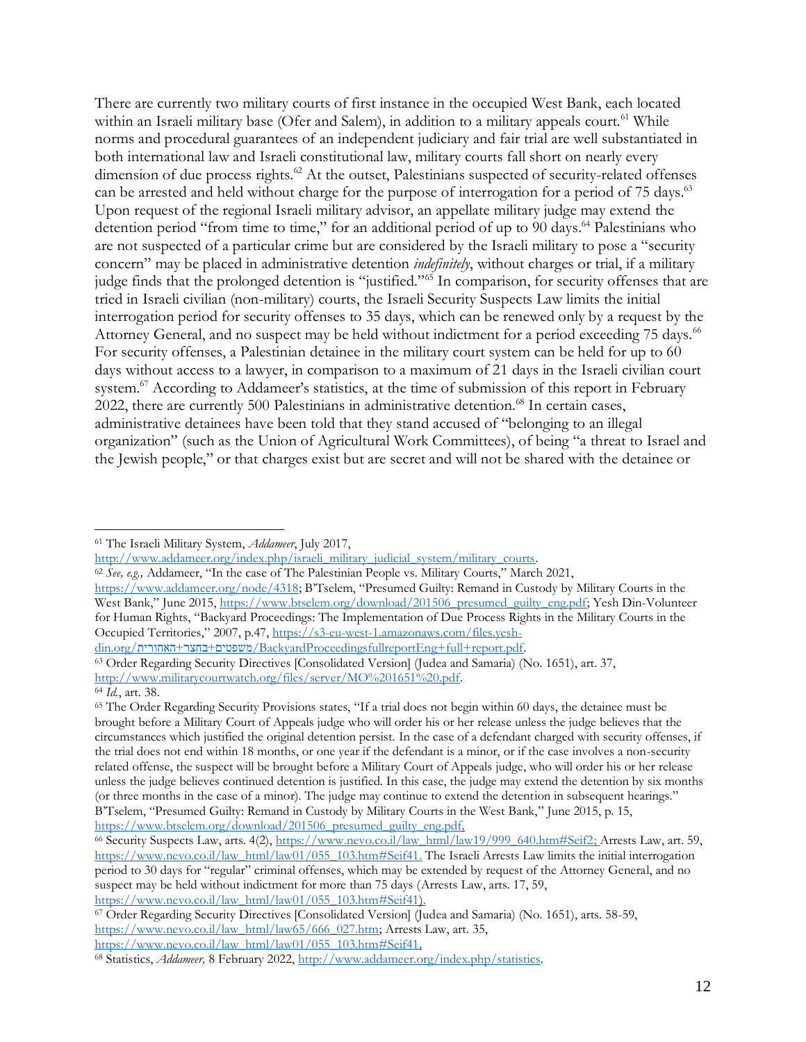There are currently two military courts of first instance in the occupied West Bank, each located within an Israeli military base (Ofer and Salem), in addition to a military appeals court.[61] While norms and procedural guarantees of an independent judiciary and fair trial are well substantiated in both international law and Israeli constitutional law, military courts fall short on nearly every dimension of due process rights.[62] At the outset, Palestinians suspected of security-related offenses can be arrested and held without charge for the purpose of interrogation for a period of 75 days.[63] Upon request of the regional Israeli military advisor, an appellate military judge may extend the detention period "from time to time," for an additional period of up to 90 days.[64] Palestinians who are not suspected of a particular crime but are considered by the Israeli military to pose a "security concern" may be placed in administrative detention *indefinitely*, without charges or trial, if a military judge finds that the prolonged detention is "justified."[65] In comparison, for security offenses that are tried in Israeli civilian (non-military) courts, the Israeli Security Suspects Law limits the initial interrogation period for security offenses to 35 days, which can be renewed only by a request by the Attorney General, and no suspect may be held without indictment for a period exceeding 75 days.[66] For security offenses, a Palestinian detainee in the military court system can be held for up to 60 days without access to a lawyer, in comparison to a maximum of 21 days in the Israeli civilian court system.[67] According to Addameer's statistics, at the time of submission of this report in February 2022, there are currently 500 Palestinians in administrative detention.[68] In certain cases, administrative detainees have been told that they stand accused of "belonging to an illegal organization" (such as the Union of Agricultural Work Committees), of being "a threat to Israel and the Jewish people," or that charges exist but are secret and will not be shared with the detainee or

---

[61] The Israeli Military System, *Addameer*, July 2017, http://www.addameer.org/index.php/israeli_military_judicial_system/military_courts.

[62] *See, e.g.,* Addameer, "In the case of The Palestinian People vs. Military Courts," March 2021, https://www.addameer.org/node/4318; B'Tselem, "Presumed Guilty: Remand in Custody by Military Courts in the West Bank," June 2015, https://www.btselem.org/download/201506_presumed_guilty_eng.pdf; Yesh Din-Volunteer for Human Rights, "Backyard Proceedings: The Implementation of Due Process Rights in the Military Courts in the Occupied Territories," 2007, p.47, https://s3-eu-west-1.amazonaws.com/files.yesh-din.org/משפטים+בחצר+האחורית/BackyardProceedingsfullreportEng+full+report.pdf.

[63] Order Regarding Security Directives [Consolidated Version] (Judea and Samaria) (No. 1651), art. 37, http://www.militarycourtwatch.org/files/server/MO%201651%20.pdf.

[64] *Id.*, art. 38.

[65] The Order Regarding Security Provisions states, "If a trial does not begin within 60 days, the detainee must be brought before a Military Court of Appeals judge who will order his or her release unless the judge believes that the circumstances which justified the original detention persist. In the case of a defendant charged with security offenses, if the trial does not end within 18 months, or one year if the defendant is a minor, or if the case involves a non-security related offense, the suspect will be brought before a Military Court of Appeals judge, who will order his or her release unless the judge believes continued detention is justified. In this case, the judge may extend the detention by six months (or three months in the case of a minor). The judge may continue to extend the detention in subsequent hearings." B'Tselem, "Presumed Guilty: Remand in Custody by Military Courts in the West Bank," June 2015, p. 15, https://www.btselem.org/download/201506_presumed_guilty_eng.pdf.

[66] Security Suspects Law, arts. 4(2), https://www.nevo.co.il/law_html/law19/999_640.htm#Seif2; Arrests Law, art. 59, https://www.nevo.co.il/law_html/law01/055_103.htm#Seif41. The Israeli Arrests Law limits the initial interrogation period to 30 days for "regular" criminal offenses, which may be extended by request of the Attorney General, and no suspect may be held without indictment for more than 75 days (Arrests Law, arts. 17, 59, https://www.nevo.co.il/law_html/law01/055_103.htm#Seif41).

[67] Order Regarding Security Directives [Consolidated Version] (Judea and Samaria) (No. 1651), arts. 58-59, https://www.nevo.co.il/law_html/law65/666_027.htm; Arrests Law, art. 35, https://www.nevo.co.il/law_html/law01/055_103.htm#Seif41.

[68] Statistics, *Addameer,* 8 February 2022, http://www.addameer.org/index.php/statistics.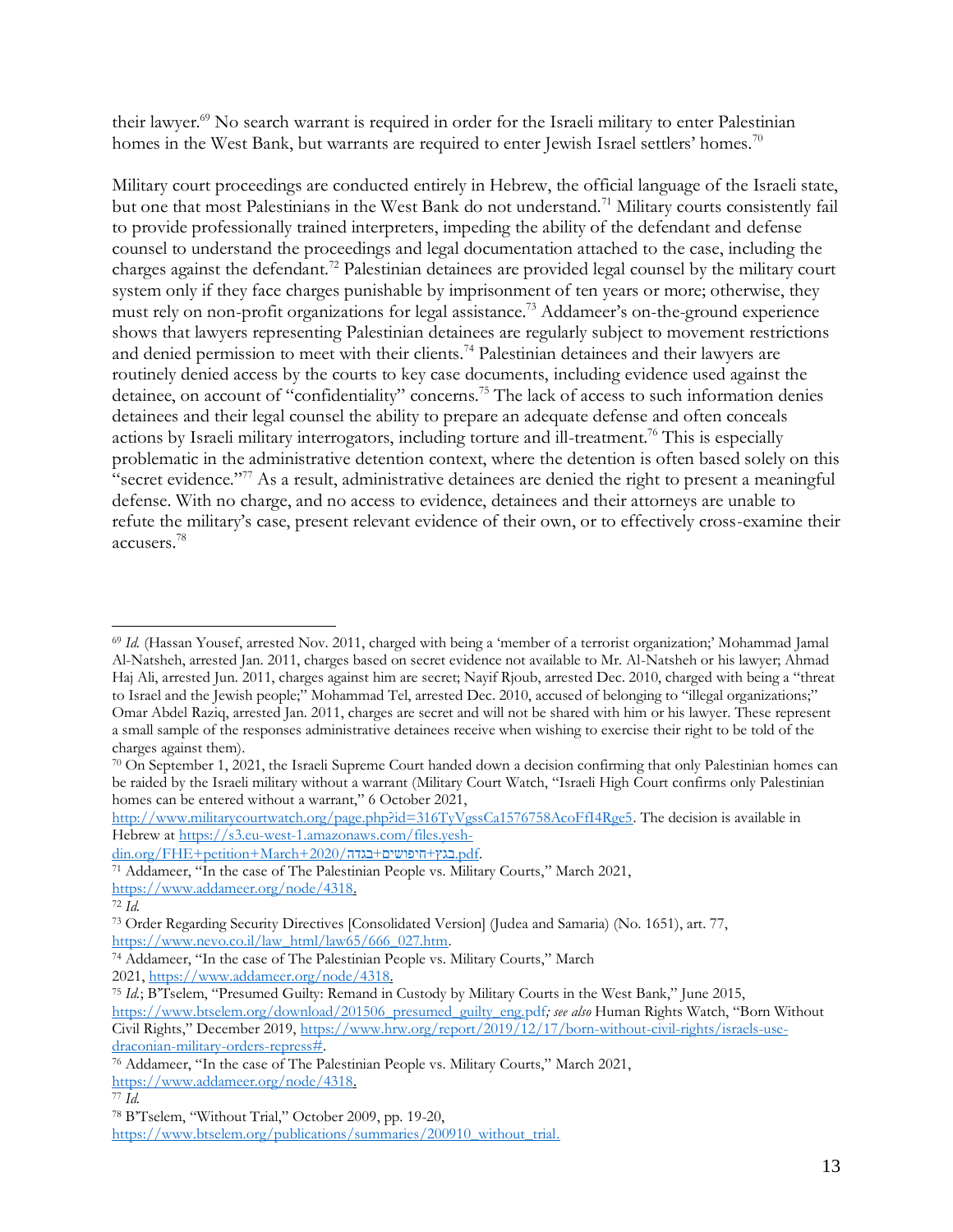their lawyer.[69] No search warrant is required in order for the Israeli military to enter Palestinian homes in the West Bank, but warrants are required to enter Jewish Israel settlers' homes.[70]

Military court proceedings are conducted entirely in Hebrew, the official language of the Israeli state, but one that most Palestinians in the West Bank do not understand.[71] Military courts consistently fail to provide professionally trained interpreters, impeding the ability of the defendant and defense counsel to understand the proceedings and legal documentation attached to the case, including the charges against the defendant.[72] Palestinian detainees are provided legal counsel by the military court system only if they face charges punishable by imprisonment of ten years or more; otherwise, they must rely on non-profit organizations for legal assistance.[73] Addameer's on-the-ground experience shows that lawyers representing Palestinian detainees are regularly subject to movement restrictions and denied permission to meet with their clients.[74] Palestinian detainees and their lawyers are routinely denied access by the courts to key case documents, including evidence used against the detainee, on account of "confidentiality" concerns.[75] The lack of access to such information denies detainees and their legal counsel the ability to prepare an adequate defense and often conceals actions by Israeli military interrogators, including torture and ill-treatment.[76] This is especially problematic in the administrative detention context, where the detention is often based solely on this "secret evidence."[77] As a result, administrative detainees are denied the right to present a meaningful defense. With no charge, and no access to evidence, detainees and their attorneys are unable to refute the military's case, present relevant evidence of their own, or to effectively cross-examine their accusers.[78]

---

[69] *Id.* (Hassan Yousef, arrested Nov. 2011, charged with being a 'member of a terrorist organization;' Mohammad Jamal Al-Natsheh, arrested Jan. 2011, charges based on secret evidence not available to Mr. Al-Natsheh or his lawyer; Ahmad Haj Ali, arrested Jun. 2011, charges against him are secret; Nayif Rjoub, arrested Dec. 2010, charged with being a "threat to Israel and the Jewish people;" Mohammad Tel, arrested Dec. 2010, accused of belonging to "illegal organizations;" Omar Abdel Raziq, arrested Jan. 2011, charges are secret and will not be shared with him or his lawyer. These represent a small sample of the responses administrative detainees receive when wishing to exercise their right to be told of the charges against them).

[70] On September 1, 2021, the Israeli Supreme Court handed down a decision confirming that only Palestinian homes can be raided by the Israeli military without a warrant (Military Court Watch, "Israeli High Court confirms only Palestinian homes can be entered without a warrant," 6 October 2021, http://www.militarycourtwatch.org/page.php?id=316TyVgssCa1576758AcoFfI4Rge5. The decision is available in Hebrew at https://s3.eu-west-1.amazonaws.com/files.yesh-din.org/FHE+petition+March+2020/בגץ+חיפושים+בגדה.pdf.

[71] Addameer, "In the case of The Palestinian People vs. Military Courts," March 2021, https://www.addameer.org/node/4318.

[72] *Id.*

[73] Order Regarding Security Directives [Consolidated Version] (Judea and Samaria) (No. 1651), art. 77, https://www.nevo.co.il/law_html/law65/666_027.htm.

[74] Addameer, "In the case of The Palestinian People vs. Military Courts," March 2021, https://www.addameer.org/node/4318.

[75] *Id.*; B'Tselem, "Presumed Guilty: Remand in Custody by Military Courts in the West Bank," June 2015, https://www.btselem.org/download/201506_presumed_guilty_eng.pdf; *see also* Human Rights Watch, "Born Without Civil Rights," December 2019, https://www.hrw.org/report/2019/12/17/born-without-civil-rights/israels-use-draconian-military-orders-repress#.

[76] Addameer, "In the case of The Palestinian People vs. Military Courts," March 2021, https://www.addameer.org/node/4318.

[77] *Id.*

[78] B'Tselem, "Without Trial," October 2009, pp. 19-20, https://www.btselem.org/publications/summaries/200910_without_trial.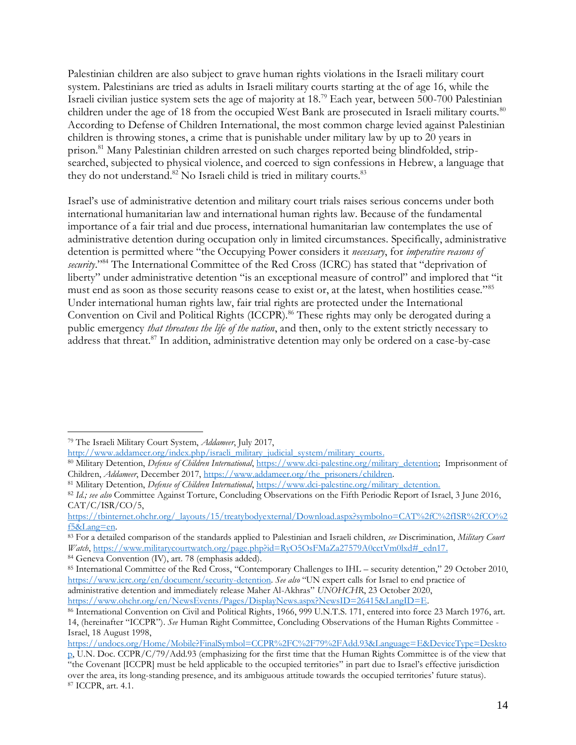Palestinian children are also subject to grave human rights violations in the Israeli military court system. Palestinians are tried as adults in Israeli military courts starting at the of age 16, while the Israeli civilian justice system sets the age of majority at 18.[79] Each year, between 500-700 Palestinian children under the age of 18 from the occupied West Bank are prosecuted in Israeli military courts.[80] According to Defense of Children International, the most common charge levied against Palestinian children is throwing stones, a crime that is punishable under military law by up to 20 years in prison.[81] Many Palestinian children arrested on such charges reported being blindfolded, strip-searched, subjected to physical violence, and coerced to sign confessions in Hebrew, a language that they do not understand.[82] No Israeli child is tried in military courts.[83]

Israel's use of administrative detention and military court trials raises serious concerns under both international humanitarian law and international human rights law. Because of the fundamental importance of a fair trial and due process, international humanitarian law contemplates the use of administrative detention during occupation only in limited circumstances. Specifically, administrative detention is permitted where "the Occupying Power considers it *necessary*, for *imperative reasons of security*."[84] The International Committee of the Red Cross (ICRC) has stated that "deprivation of liberty" under administrative detention "is an exceptional measure of control" and implored that "it must end as soon as those security reasons cease to exist or, at the latest, when hostilities cease."[85] Under international human rights law, fair trial rights are protected under the International Convention on Civil and Political Rights (ICCPR).[86] These rights may only be derogated during a public emergency *that threatens the life of the nation*, and then, only to the extent strictly necessary to address that threat.[87] In addition, administrative detention may only be ordered on a case-by-case

---

[79] The Israeli Military Court System, *Addameer*, July 2017, http://www.addameer.org/index.php/israeli_military_judicial_system/military_courts.

[80] Military Detention, *Defense of Children International*, https://www.dci-palestine.org/military_detention; Imprisonment of Children, *Addameer*, December 2017, https://www.addameer.org/the_prisoners/children.

[81] Military Detention, *Defense of Children International*, https://www.dci-palestine.org/military_detention.

[82] *Id.; see also* Committee Against Torture, Concluding Observations on the Fifth Periodic Report of Israel, 3 June 2016, CAT/C/ISR/CO/5, https://tbinternet.ohchr.org/_layouts/15/treatybodyexternal/Download.aspx?symbolno=CAT%2fC%2fISR%2fCO%2f5&Lang=en.

[83] For a detailed comparison of the standards applied to Palestinian and Israeli children, *see* Discrimination, *Military Court Watch*, https://www.militarycourtwatch.org/page.php?id=RyO5OsFMaZa27579A0cctVm0lxd#_edn17.

[84] Geneva Convention (IV), art. 78 (emphasis added).

[85] International Committee of the Red Cross, "Contemporary Challenges to IHL – security detention," 29 October 2010, https://www.icrc.org/en/document/security-detention. *See also* "UN expert calls for Israel to end practice of administrative detention and immediately release Maher Al-Akhras" *UNOHCHR*, 23 October 2020, https://www.ohchr.org/en/NewsEvents/Pages/DisplayNews.aspx?NewsID=26415&LangID=E.

[86] International Convention on Civil and Political Rights, 1966, 999 U.N.T.S. 171, entered into force 23 March 1976, art. 14, (hereinafter "ICCPR"). *See* Human Right Committee, Concluding Observations of the Human Rights Committee - Israel, 18 August 1998, https://undocs.org/Home/Mobile?FinalSymbol=CCPR%2FC%2F79%2FAdd.93&Language=E&DeviceType=Desktop, U.N. Doc. CCPR/C/79/Add.93 (emphasizing for the first time that the Human Rights Committee is of the view that "the Covenant [ICCPR] must be held applicable to the occupied territories" in part due to Israel's effective jurisdiction over the area, its long-standing presence, and its ambiguous attitude towards the occupied territories' future status).

[87] ICCPR, art. 4.1.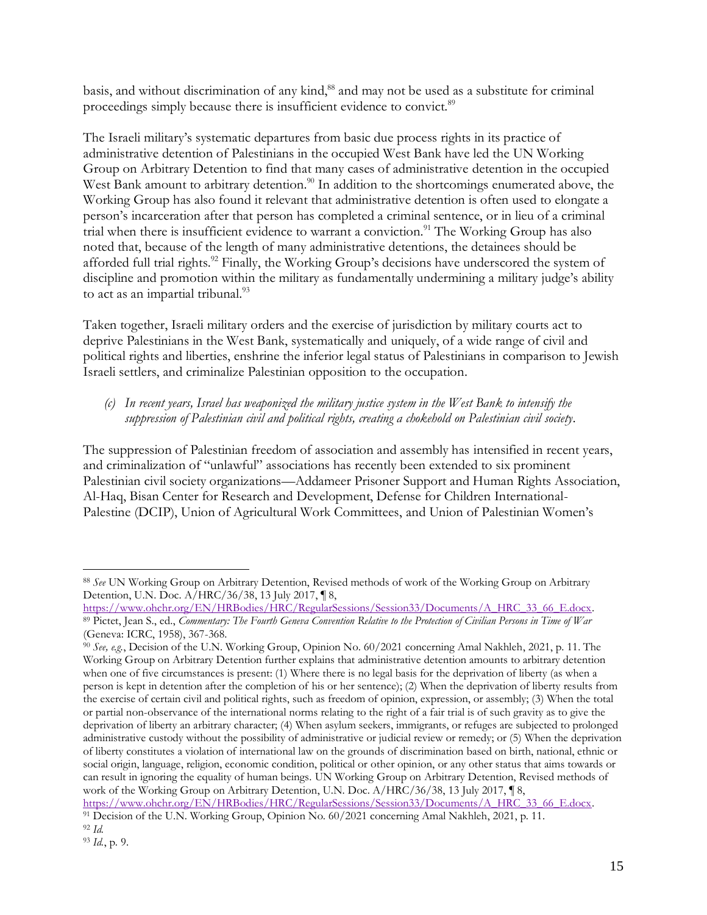basis, and without discrimination of any kind,[88] and may not be used as a substitute for criminal proceedings simply because there is insufficient evidence to convict.[89]

The Israeli military's systematic departures from basic due process rights in its practice of administrative detention of Palestinians in the occupied West Bank have led the UN Working Group on Arbitrary Detention to find that many cases of administrative detention in the occupied West Bank amount to arbitrary detention.[90] In addition to the shortcomings enumerated above, the Working Group has also found it relevant that administrative detention is often used to elongate a person's incarceration after that person has completed a criminal sentence, or in lieu of a criminal trial when there is insufficient evidence to warrant a conviction.[91] The Working Group has also noted that, because of the length of many administrative detentions, the detainees should be afforded full trial rights.[92] Finally, the Working Group's decisions have underscored the system of discipline and promotion within the military as fundamentally undermining a military judge's ability to act as an impartial tribunal.[93]

Taken together, Israeli military orders and the exercise of jurisdiction by military courts act to deprive Palestinians in the West Bank, systematically and uniquely, of a wide range of civil and political rights and liberties, enshrine the inferior legal status of Palestinians in comparison to Jewish Israeli settlers, and criminalize Palestinian opposition to the occupation.

*(c) In recent years, Israel has weaponized the military justice system in the West Bank to intensify the suppression of Palestinian civil and political rights, creating a chokehold on Palestinian civil society.*

The suppression of Palestinian freedom of association and assembly has intensified in recent years, and criminalization of "unlawful" associations has recently been extended to six prominent Palestinian civil society organizations—Addameer Prisoner Support and Human Rights Association, Al-Haq, Bisan Center for Research and Development, Defense for Children International-Palestine (DCIP), Union of Agricultural Work Committees, and Union of Palestinian Women's

---

[88] *See* UN Working Group on Arbitrary Detention, Revised methods of work of the Working Group on Arbitrary Detention, U.N. Doc. A/HRC/36/38, 13 July 2017, ¶ 8, https://www.ohchr.org/EN/HRBodies/HRC/RegularSessions/Session33/Documents/A_HRC_33_66_E.docx.

[89] Pictet, Jean S., ed., *Commentary: The Fourth Geneva Convention Relative to the Protection of Civilian Persons in Time of War* (Geneva: ICRC, 1958), 367-368.

[90] *See, e.g.*, Decision of the U.N. Working Group, Opinion No. 60/2021 concerning Amal Nakhleh, 2021, p. 11. The Working Group on Arbitrary Detention further explains that administrative detention amounts to arbitrary detention when one of five circumstances is present: (1) Where there is no legal basis for the deprivation of liberty (as when a person is kept in detention after the completion of his or her sentence); (2) When the deprivation of liberty results from the exercise of certain civil and political rights, such as freedom of opinion, expression, or assembly; (3) When the total or partial non-observance of the international norms relating to the right of a fair trial is of such gravity as to give the deprivation of liberty an arbitrary character; (4) When asylum seekers, immigrants, or refuges are subjected to prolonged administrative custody without the possibility of administrative or judicial review or remedy; or (5) When the deprivation of liberty constitutes a violation of international law on the grounds of discrimination based on birth, national, ethnic or social origin, language, religion, economic condition, political or other opinion, or any other status that aims towards or can result in ignoring the equality of human beings. UN Working Group on Arbitrary Detention, Revised methods of work of the Working Group on Arbitrary Detention, U.N. Doc. A/HRC/36/38, 13 July 2017, ¶ 8, https://www.ohchr.org/EN/HRBodies/HRC/RegularSessions/Session33/Documents/A_HRC_33_66_E.docx.

[91] Decision of the U.N. Working Group, Opinion No. 60/2021 concerning Amal Nakhleh, 2021, p. 11.

[92] *Id.*

[93] *Id.*, p. 9.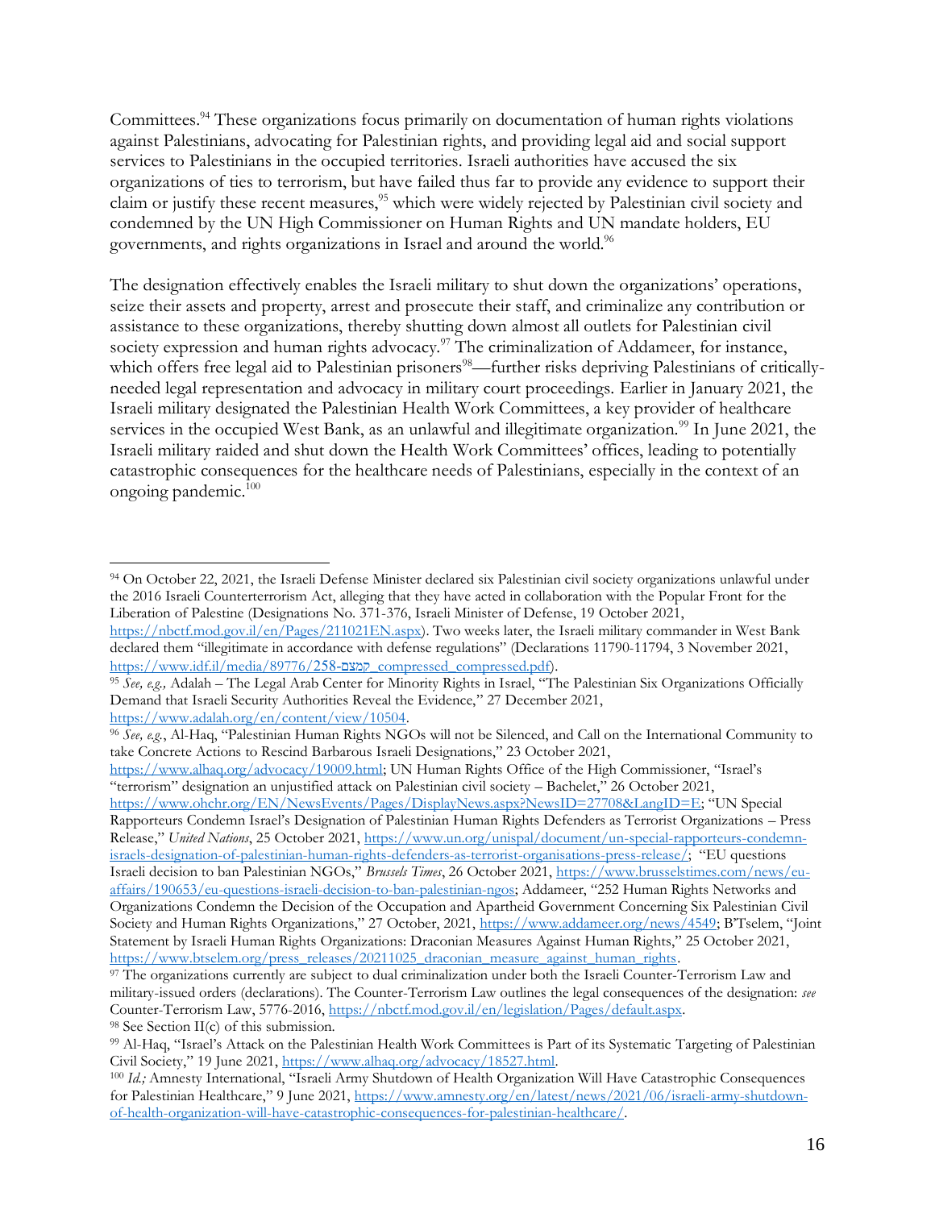Committees.[94] These organizations focus primarily on documentation of human rights violations against Palestinians, advocating for Palestinian rights, and providing legal aid and social support services to Palestinians in the occupied territories. Israeli authorities have accused the six organizations of ties to terrorism, but have failed thus far to provide any evidence to support their claim or justify these recent measures,[95] which were widely rejected by Palestinian civil society and condemned by the UN High Commissioner on Human Rights and UN mandate holders, EU governments, and rights organizations in Israel and around the world.[96]

The designation effectively enables the Israeli military to shut down the organizations' operations, seize their assets and property, arrest and prosecute their staff, and criminalize any contribution or assistance to these organizations, thereby shutting down almost all outlets for Palestinian civil society expression and human rights advocacy.[97] The criminalization of Addameer, for instance, which offers free legal aid to Palestinian prisoners[98]—further risks depriving Palestinians of critically-needed legal representation and advocacy in military court proceedings. Earlier in January 2021, the Israeli military designated the Palestinian Health Work Committees, a key provider of healthcare services in the occupied West Bank, as an unlawful and illegitimate organization.[99] In June 2021, the Israeli military raided and shut down the Health Work Committees' offices, leading to potentially catastrophic consequences for the healthcare needs of Palestinians, especially in the context of an ongoing pandemic.[100]

---

[94] On October 22, 2021, the Israeli Defense Minister declared six Palestinian civil society organizations unlawful under the 2016 Israeli Counterterrorism Act, alleging that they have acted in collaboration with the Popular Front for the Liberation of Palestine (Designations No. 371-376, Israeli Minister of Defense, 19 October 2021, https://nbctf.mod.gov.il/en/Pages/211021EN.aspx). Two weeks later, the Israeli military commander in West Bank declared them "illegitimate in accordance with defense regulations" (Declarations 11790-11794, 3 November 2021, https://www.idf.il/media/89776/258-קמצם_compressed_compressed.pdf).

[95] *See, e.g.,* Adalah – The Legal Arab Center for Minority Rights in Israel, "The Palestinian Six Organizations Officially Demand that Israeli Security Authorities Reveal the Evidence," 27 December 2021, https://www.adalah.org/en/content/view/10504.

[96] *See, e.g.*, Al-Haq, "Palestinian Human Rights NGOs will not be Silenced, and Call on the International Community to take Concrete Actions to Rescind Barbarous Israeli Designations," 23 October 2021, https://www.alhaq.org/advocacy/19009.html; UN Human Rights Office of the High Commissioner, "Israel's "terrorism" designation an unjustified attack on Palestinian civil society – Bachelet," 26 October 2021, https://www.ohchr.org/EN/NewsEvents/Pages/DisplayNews.aspx?NewsID=27708&LangID=E; "UN Special Rapporteurs Condemn Israel's Designation of Palestinian Human Rights Defenders as Terrorist Organizations – Press Release," *United Nations*, 25 October 2021, https://www.un.org/unispal/document/un-special-rapporteurs-condemn-israels-designation-of-palestinian-human-rights-defenders-as-terrorist-organisations-press-release/; "EU questions Israeli decision to ban Palestinian NGOs," *Brussels Times*, 26 October 2021, https://www.brusselstimes.com/news/eu-affairs/190653/eu-questions-israeli-decision-to-ban-palestinian-ngos; Addameer, "252 Human Rights Networks and Organizations Condemn the Decision of the Occupation and Apartheid Government Concerning Six Palestinian Civil Society and Human Rights Organizations," 27 October, 2021, https://www.addameer.org/news/4549; B'Tselem, "Joint Statement by Israeli Human Rights Organizations: Draconian Measures Against Human Rights," 25 October 2021, https://www.btselem.org/press_releases/20211025_draconian_measure_against_human_rights.

[97] The organizations currently are subject to dual criminalization under both the Israeli Counter-Terrorism Law and military-issued orders (declarations). The Counter-Terrorism Law outlines the legal consequences of the designation: *see* Counter-Terrorism Law, 5776-2016, https://nbctf.mod.gov.il/en/legislation/Pages/default.aspx.

[98] See Section II(c) of this submission.

[99] Al-Haq, "Israel's Attack on the Palestinian Health Work Committees is Part of its Systematic Targeting of Palestinian Civil Society," 19 June 2021, https://www.alhaq.org/advocacy/18527.html.

[100] *Id.;* Amnesty International, "Israeli Army Shutdown of Health Organization Will Have Catastrophic Consequences for Palestinian Healthcare," 9 June 2021, https://www.amnesty.org/en/latest/news/2021/06/israeli-army-shutdown-of-health-organization-will-have-catastrophic-consequences-for-palestinian-healthcare/.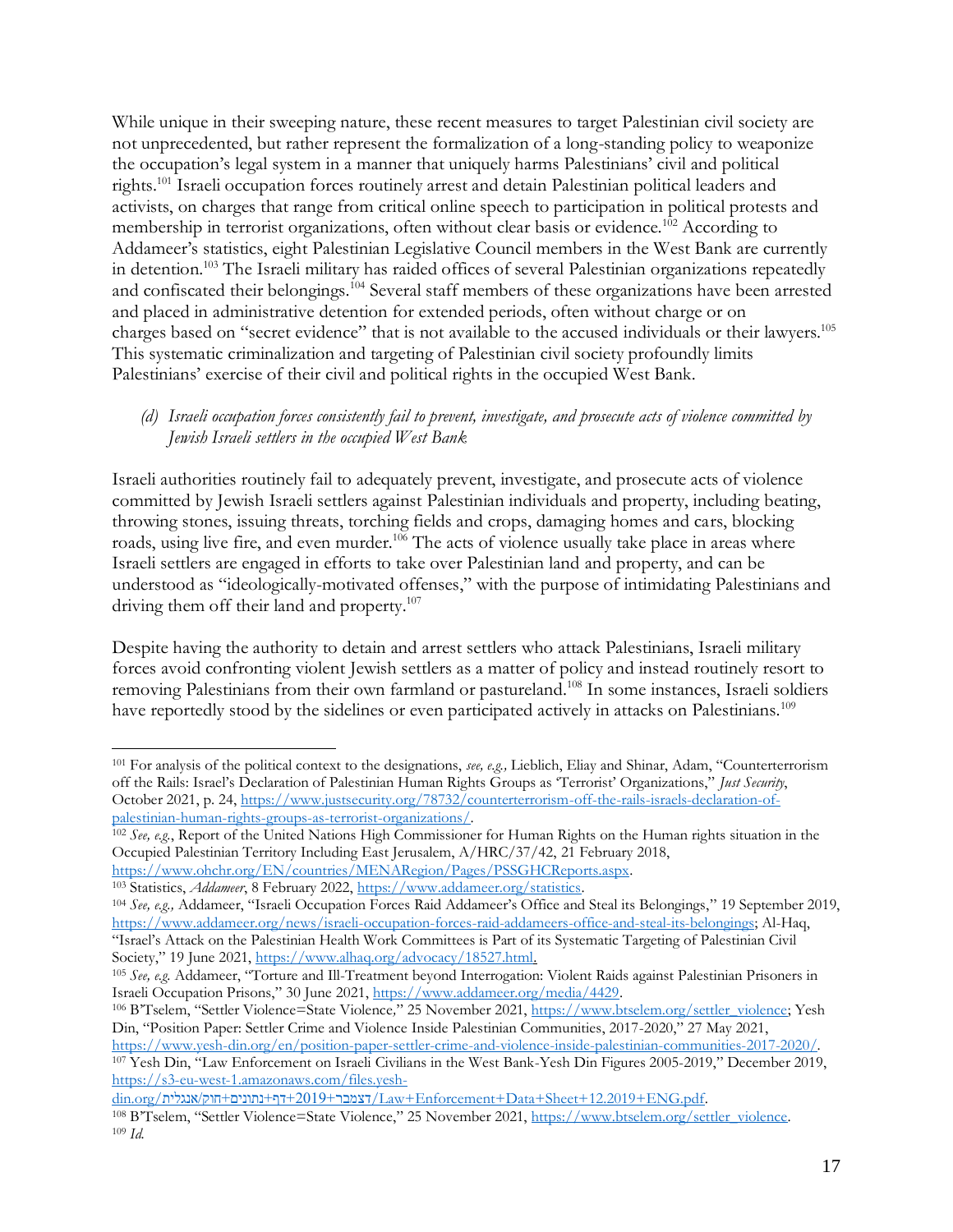While unique in their sweeping nature, these recent measures to target Palestinian civil society are not unprecedented, but rather represent the formalization of a long-standing policy to weaponize the occupation's legal system in a manner that uniquely harms Palestinians' civil and political rights.[101] Israeli occupation forces routinely arrest and detain Palestinian political leaders and activists, on charges that range from critical online speech to participation in political protests and membership in terrorist organizations, often without clear basis or evidence.[102] According to Addameer's statistics, eight Palestinian Legislative Council members in the West Bank are currently in detention.[103] The Israeli military has raided offices of several Palestinian organizations repeatedly and confiscated their belongings.[104] Several staff members of these organizations have been arrested and placed in administrative detention for extended periods, often without charge or on charges based on "secret evidence" that is not available to the accused individuals or their lawyers.[105] This systematic criminalization and targeting of Palestinian civil society profoundly limits Palestinians' exercise of their civil and political rights in the occupied West Bank.

*(d) Israeli occupation forces consistently fail to prevent, investigate, and prosecute acts of violence committed by Jewish Israeli settlers in the occupied West Bank*

Israeli authorities routinely fail to adequately prevent, investigate, and prosecute acts of violence committed by Jewish Israeli settlers against Palestinian individuals and property, including beating, throwing stones, issuing threats, torching fields and crops, damaging homes and cars, blocking roads, using live fire, and even murder.[106] The acts of violence usually take place in areas where Israeli settlers are engaged in efforts to take over Palestinian land and property, and can be understood as "ideologically-motivated offenses," with the purpose of intimidating Palestinians and driving them off their land and property.[107]

Despite having the authority to detain and arrest settlers who attack Palestinians, Israeli military forces avoid confronting violent Jewish settlers as a matter of policy and instead routinely resort to removing Palestinians from their own farmland or pastureland.[108] In some instances, Israeli soldiers have reportedly stood by the sidelines or even participated actively in attacks on Palestinians.[109]

---

[101] For analysis of the political context to the designations, *see, e.g.,* Lieblich, Eliay and Shinar, Adam, "Counterterrorism off the Rails: Israel's Declaration of Palestinian Human Rights Groups as 'Terrorist' Organizations," *Just Security*, October 2021, p. 24, https://www.justsecurity.org/78732/counterterrorism-off-the-rails-israels-declaration-of-palestinian-human-rights-groups-as-terrorist-organizations/.

[102] *See, e.g.*, Report of the United Nations High Commissioner for Human Rights on the Human rights situation in the Occupied Palestinian Territory Including East Jerusalem, A/HRC/37/42, 21 February 2018, https://www.ohchr.org/EN/countries/MENARegion/Pages/PSSGHCReports.aspx.

[103] Statistics, *Addameer*, 8 February 2022, https://www.addameer.org/statistics.

[104] *See, e.g.,* Addameer, "Israeli Occupation Forces Raid Addameer's Office and Steal its Belongings," 19 September 2019, https://www.addameer.org/news/israeli-occupation-forces-raid-addameers-office-and-steal-its-belongings; Al-Haq, "Israel's Attack on the Palestinian Health Work Committees is Part of its Systematic Targeting of Palestinian Civil Society," 19 June 2021, https://www.alhaq.org/advocacy/18527.html.

[105] *See, e.g.* Addameer, "Torture and Ill-Treatment beyond Interrogation: Violent Raids against Palestinian Prisoners in Israeli Occupation Prisons," 30 June 2021, https://www.addameer.org/media/4429.

[106] B'Tselem, "Settler Violence=State Violence," 25 November 2021, https://www.btselem.org/settler_violence; Yesh Din, "Position Paper: Settler Crime and Violence Inside Palestinian Communities, 2017-2020," 27 May 2021, https://www.yesh-din.org/en/position-paper-settler-crime-and-violence-inside-palestinian-communities-2017-2020/.

[107] Yesh Din, "Law Enforcement on Israeli Civilians in the West Bank-Yesh Din Figures 2005-2019," December 2019, https://s3-eu-west-1.amazonaws.com/files.yesh-din.org/אנגלית/חוק+נתונים+דף+2019+דצמבר/Law+Enforcement+Data+Sheet+12.2019+ENG.pdf.

[108] B'Tselem, "Settler Violence=State Violence," 25 November 2021, https://www.btselem.org/settler_violence.

[109] *Id.*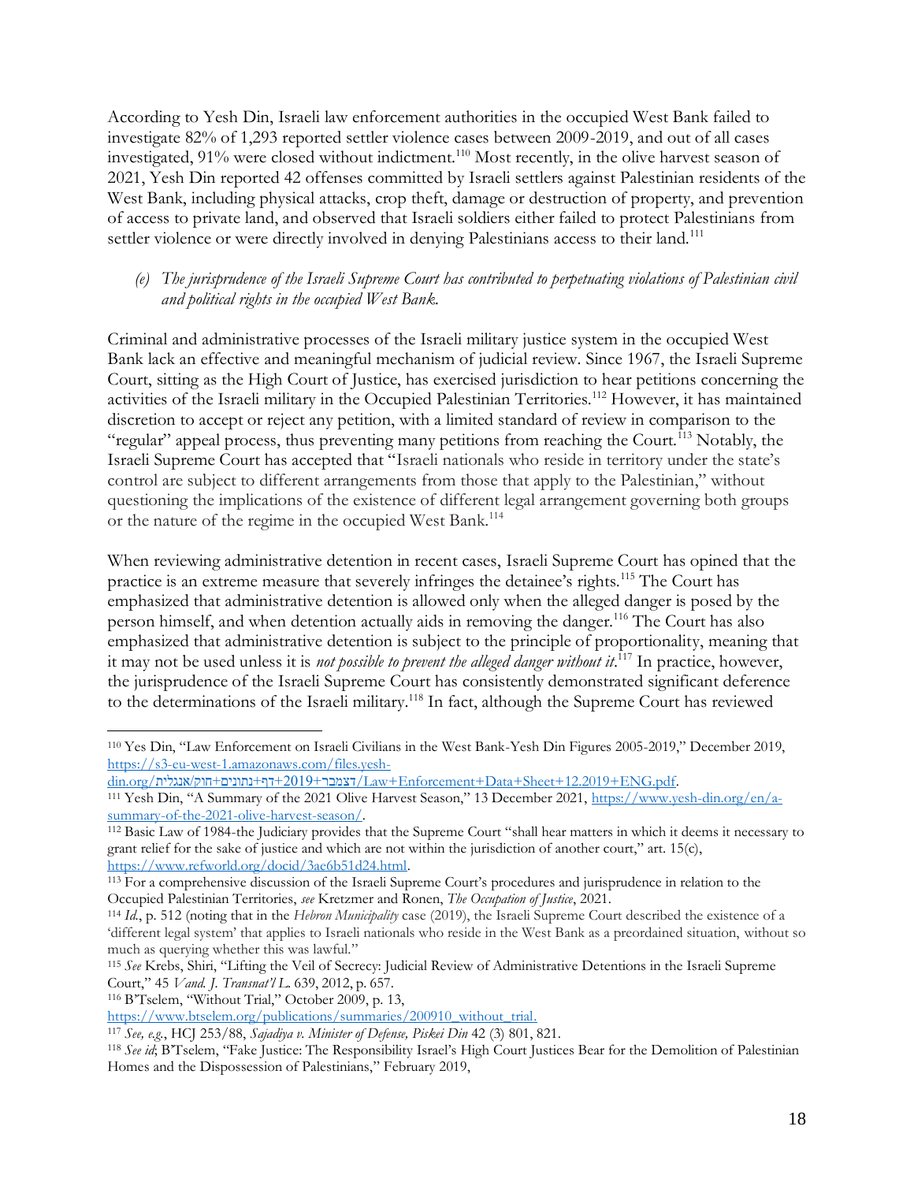According to Yesh Din, Israeli law enforcement authorities in the occupied West Bank failed to investigate 82% of 1,293 reported settler violence cases between 2009-2019, and out of all cases investigated, 91% were closed without indictment.[110] Most recently, in the olive harvest season of 2021, Yesh Din reported 42 offenses committed by Israeli settlers against Palestinian residents of the West Bank, including physical attacks, crop theft, damage or destruction of property, and prevention of access to private land, and observed that Israeli soldiers either failed to protect Palestinians from settler violence or were directly involved in denying Palestinians access to their land.[111]

*(e) The jurisprudence of the Israeli Supreme Court has contributed to perpetuating violations of Palestinian civil and political rights in the occupied West Bank.*

Criminal and administrative processes of the Israeli military justice system in the occupied West Bank lack an effective and meaningful mechanism of judicial review. Since 1967, the Israeli Supreme Court, sitting as the High Court of Justice, has exercised jurisdiction to hear petitions concerning the activities of the Israeli military in the Occupied Palestinian Territories.[112] However, it has maintained discretion to accept or reject any petition, with a limited standard of review in comparison to the "regular" appeal process, thus preventing many petitions from reaching the Court.[113] Notably, the Israeli Supreme Court has accepted that "Israeli nationals who reside in territory under the state's control are subject to different arrangements from those that apply to the Palestinian," without questioning the implications of the existence of different legal arrangement governing both groups or the nature of the regime in the occupied West Bank.[114]

When reviewing administrative detention in recent cases, Israeli Supreme Court has opined that the practice is an extreme measure that severely infringes the detainee's rights.[115] The Court has emphasized that administrative detention is allowed only when the alleged danger is posed by the person himself, and when detention actually aids in removing the danger.[116] The Court has also emphasized that administrative detention is subject to the principle of proportionality, meaning that it may not be used unless it is *not possible to prevent the alleged danger without it*.[117] In practice, however, the jurisprudence of the Israeli Supreme Court has consistently demonstrated significant deference to the determinations of the Israeli military.[118] In fact, although the Supreme Court has reviewed

---

[110] Yes Din, "Law Enforcement on Israeli Civilians in the West Bank-Yesh Din Figures 2005-2019," December 2019, https://s3-eu-west-1.amazonaws.com/files.yesh-din.org/אנגלית/חוק+נתונים+דף+2019+דצמבר/Law+Enforcement+Data+Sheet+12.2019+ENG.pdf.

[111] Yesh Din, "A Summary of the 2021 Olive Harvest Season," 13 December 2021, https://www.yesh-din.org/en/a-summary-of-the-2021-olive-harvest-season/.

[112] Basic Law of 1984-the Judiciary provides that the Supreme Court "shall hear matters in which it deems it necessary to grant relief for the sake of justice and which are not within the jurisdiction of another court," art. 15(c), https://www.refworld.org/docid/3ae6b51d24.html.

[113] For a comprehensive discussion of the Israeli Supreme Court's procedures and jurisprudence in relation to the Occupied Palestinian Territories, *see* Kretzmer and Ronen, *The Occupation of Justice*, 2021.

[114] *Id.*, p. 512 (noting that in the *Hebron Municipality* case (2019), the Israeli Supreme Court described the existence of a 'different legal system' that applies to Israeli nationals who reside in the West Bank as a preordained situation, without so much as querying whether this was lawful."

[115] *See* Krebs, Shiri, "Lifting the Veil of Secrecy: Judicial Review of Administrative Detentions in the Israeli Supreme Court," 45 *Vand. J. Transnat'l L.* 639, 2012, p. 657.

[116] B'Tselem, "Without Trial," October 2009, p. 13, https://www.btselem.org/publications/summaries/200910_without_trial.

[117] *See, e.g.*, HCJ 253/88, *Sajadiya v. Minister of Defense, Piskei Din* 42 (3) 801, 821.

[118] *See id*; B'Tselem, "Fake Justice: The Responsibility Israel's High Court Justices Bear for the Demolition of Palestinian Homes and the Dispossession of Palestinians," February 2019,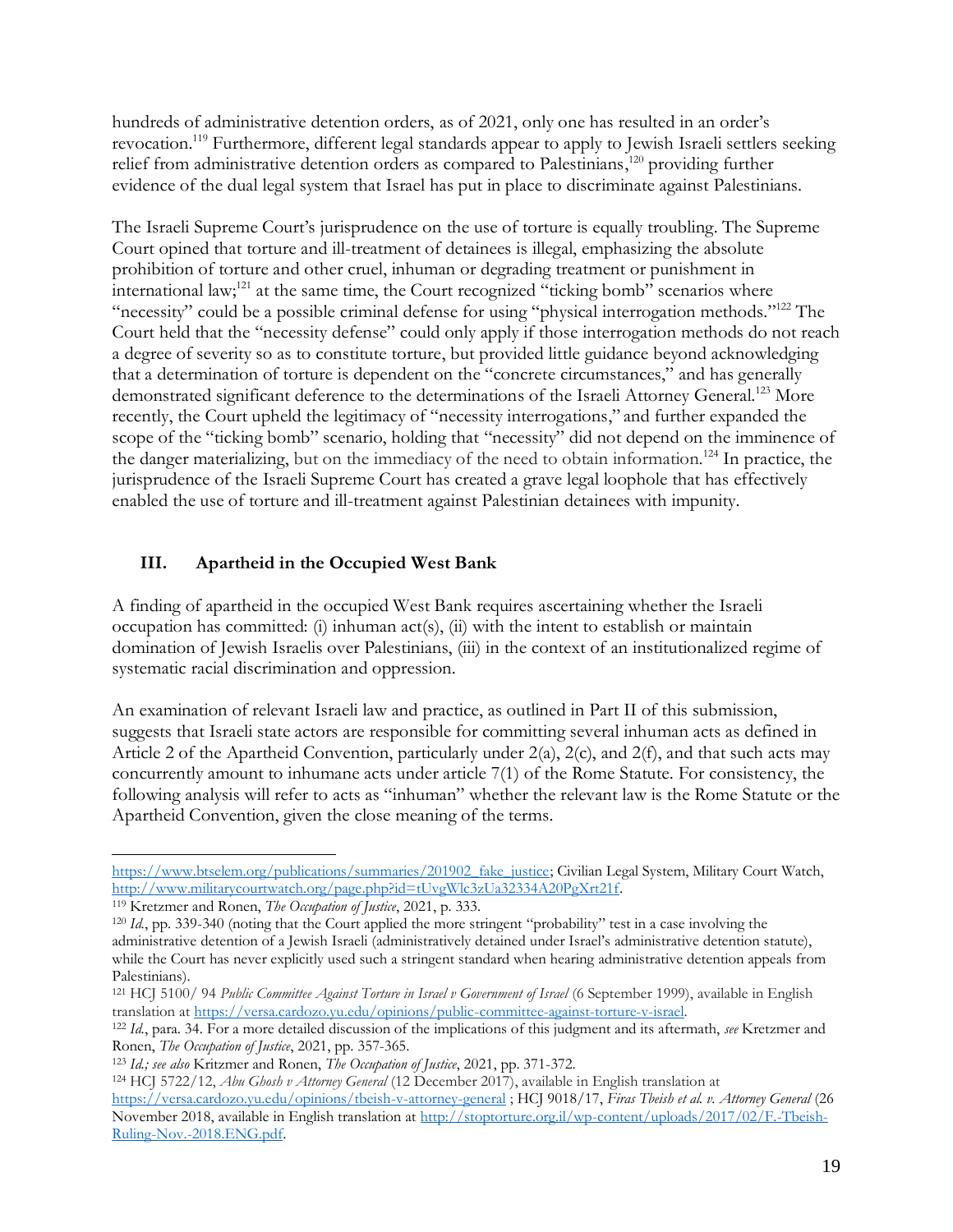hundreds of administrative detention orders, as of 2021, only one has resulted in an order's revocation.[119] Furthermore, different legal standards appear to apply to Jewish Israeli settlers seeking relief from administrative detention orders as compared to Palestinians,[120] providing further evidence of the dual legal system that Israel has put in place to discriminate against Palestinians.

The Israeli Supreme Court's jurisprudence on the use of torture is equally troubling. The Supreme Court opined that torture and ill-treatment of detainees is illegal, emphasizing the absolute prohibition of torture and other cruel, inhuman or degrading treatment or punishment in international law;[121] at the same time, the Court recognized "ticking bomb" scenarios where "necessity" could be a possible criminal defense for using "physical interrogation methods."[122] The Court held that the "necessity defense" could only apply if those interrogation methods do not reach a degree of severity so as to constitute torture, but provided little guidance beyond acknowledging that a determination of torture is dependent on the "concrete circumstances," and has generally demonstrated significant deference to the determinations of the Israeli Attorney General.[123] More recently, the Court upheld the legitimacy of "necessity interrogations," and further expanded the scope of the "ticking bomb" scenario, holding that "necessity" did not depend on the imminence of the danger materializing, but on the immediacy of the need to obtain information.[124] In practice, the jurisprudence of the Israeli Supreme Court has created a grave legal loophole that has effectively enabled the use of torture and ill-treatment against Palestinian detainees with impunity.

## III. Apartheid in the Occupied West Bank

A finding of apartheid in the occupied West Bank requires ascertaining whether the Israeli occupation has committed: (i) inhuman act(s), (ii) with the intent to establish or maintain domination of Jewish Israelis over Palestinians, (iii) in the context of an institutionalized regime of systematic racial discrimination and oppression.

An examination of relevant Israeli law and practice, as outlined in Part II of this submission, suggests that Israeli state actors are responsible for committing several inhuman acts as defined in Article 2 of the Apartheid Convention, particularly under 2(a), 2(c), and 2(f), and that such acts may concurrently amount to inhumane acts under article 7(1) of the Rome Statute. For consistency, the following analysis will refer to acts as "inhuman" whether the relevant law is the Rome Statute or the Apartheid Convention, given the close meaning of the terms.

---

https://www.btselem.org/publications/summaries/201902_fake_justice; Civilian Legal System, Military Court Watch, http://www.militarycourtwatch.org/page.php?id=tUvgWlc3zUa32334A20PgXrt21f.

[119] Kretzmer and Ronen, *The Occupation of Justice*, 2021, p. 333.

[120] *Id.*, pp. 339-340 (noting that the Court applied the more stringent "probability" test in a case involving the administrative detention of a Jewish Israeli (administratively detained under Israel's administrative detention statute), while the Court has never explicitly used such a stringent standard when hearing administrative detention appeals from Palestinians).

[121] HCJ 5100/ 94 *Public Committee Against Torture in Israel v Government of Israel* (6 September 1999), available in English translation at https://versa.cardozo.yu.edu/opinions/public-committee-against-torture-v-israel.

[122] *Id.*, para. 34. For a more detailed discussion of the implications of this judgment and its aftermath, *see* Kretzmer and Ronen, *The Occupation of Justice*, 2021, pp. 357-365.

[123] *Id.; see also* Kritzmer and Ronen, *The Occupation of Justice*, 2021, pp. 371-372.

[124] HCJ 5722/12, *Abu Ghosh v Attorney General* (12 December 2017), available in English translation at https://versa.cardozo.yu.edu/opinions/tbeish-v-attorney-general ; HCJ 9018/17, *Firas Tbeish et al. v. Attorney General* (26 November 2018, available in English translation at http://stoptorture.org.il/wp-content/uploads/2017/02/F.-Tbeish-Ruling-Nov.-2018.ENG.pdf.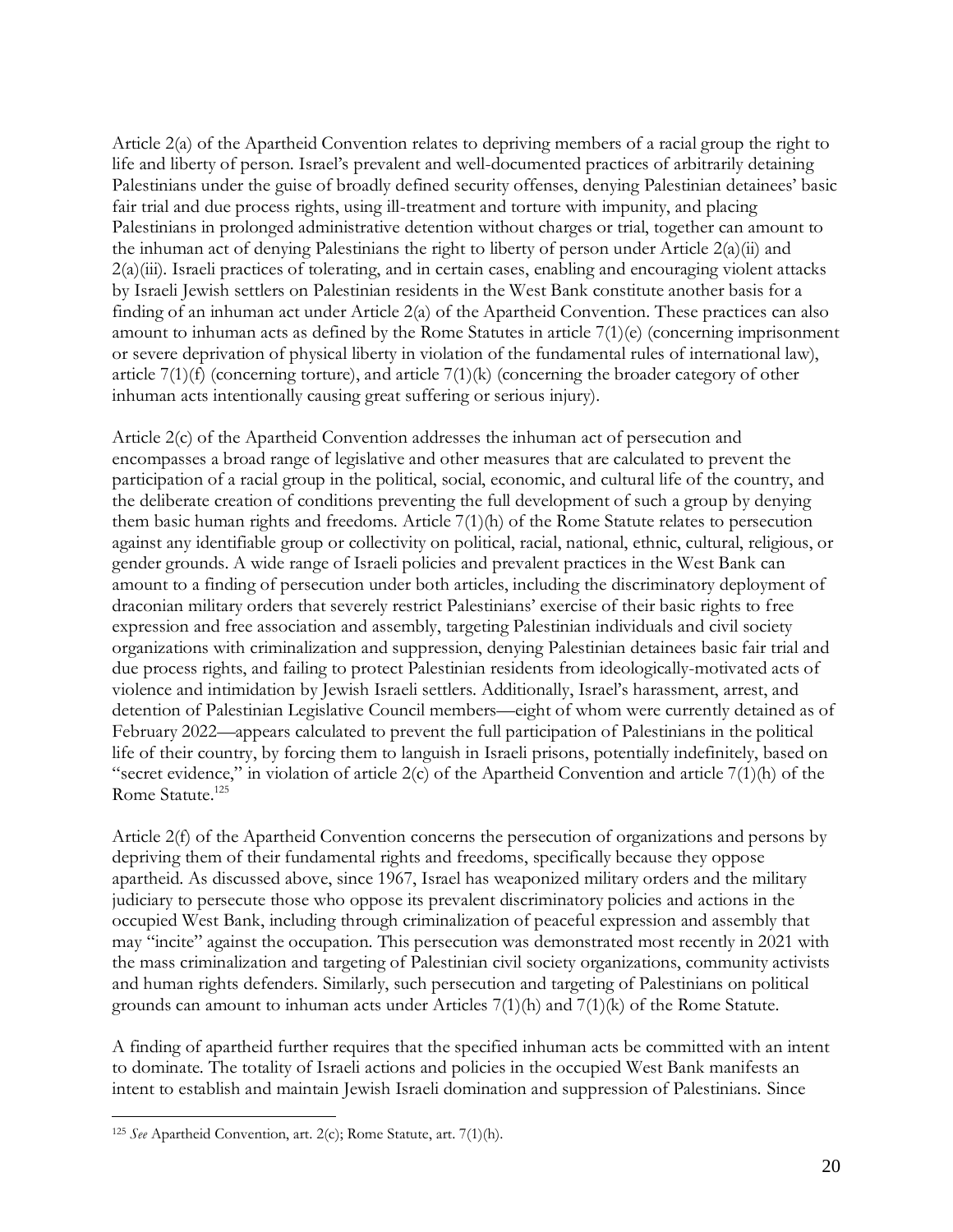Article 2(a) of the Apartheid Convention relates to depriving members of a racial group the right to life and liberty of person. Israel's prevalent and well-documented practices of arbitrarily detaining Palestinians under the guise of broadly defined security offenses, denying Palestinian detainees' basic fair trial and due process rights, using ill-treatment and torture with impunity, and placing Palestinians in prolonged administrative detention without charges or trial, together can amount to the inhuman act of denying Palestinians the right to liberty of person under Article 2(a)(ii) and 2(a)(iii). Israeli practices of tolerating, and in certain cases, enabling and encouraging violent attacks by Israeli Jewish settlers on Palestinian residents in the West Bank constitute another basis for a finding of an inhuman act under Article 2(a) of the Apartheid Convention. These practices can also amount to inhuman acts as defined by the Rome Statutes in article 7(1)(e) (concerning imprisonment or severe deprivation of physical liberty in violation of the fundamental rules of international law), article 7(1)(f) (concerning torture), and article 7(1)(k) (concerning the broader category of other inhuman acts intentionally causing great suffering or serious injury).

Article 2(c) of the Apartheid Convention addresses the inhuman act of persecution and encompasses a broad range of legislative and other measures that are calculated to prevent the participation of a racial group in the political, social, economic, and cultural life of the country, and the deliberate creation of conditions preventing the full development of such a group by denying them basic human rights and freedoms. Article 7(1)(h) of the Rome Statute relates to persecution against any identifiable group or collectivity on political, racial, national, ethnic, cultural, religious, or gender grounds. A wide range of Israeli policies and prevalent practices in the West Bank can amount to a finding of persecution under both articles, including the discriminatory deployment of draconian military orders that severely restrict Palestinians' exercise of their basic rights to free expression and free association and assembly, targeting Palestinian individuals and civil society organizations with criminalization and suppression, denying Palestinian detainees basic fair trial and due process rights, and failing to protect Palestinian residents from ideologically-motivated acts of violence and intimidation by Jewish Israeli settlers. Additionally, Israel's harassment, arrest, and detention of Palestinian Legislative Council members—eight of whom were currently detained as of February 2022—appears calculated to prevent the full participation of Palestinians in the political life of their country, by forcing them to languish in Israeli prisons, potentially indefinitely, based on "secret evidence," in violation of article 2(c) of the Apartheid Convention and article 7(1)(h) of the Rome Statute.[125]

Article 2(f) of the Apartheid Convention concerns the persecution of organizations and persons by depriving them of their fundamental rights and freedoms, specifically because they oppose apartheid. As discussed above, since 1967, Israel has weaponized military orders and the military judiciary to persecute those who oppose its prevalent discriminatory policies and actions in the occupied West Bank, including through criminalization of peaceful expression and assembly that may "incite" against the occupation. This persecution was demonstrated most recently in 2021 with the mass criminalization and targeting of Palestinian civil society organizations, community activists and human rights defenders. Similarly, such persecution and targeting of Palestinians on political grounds can amount to inhuman acts under Articles 7(1)(h) and 7(1)(k) of the Rome Statute.

A finding of apartheid further requires that the specified inhuman acts be committed with an intent to dominate. The totality of Israeli actions and policies in the occupied West Bank manifests an intent to establish and maintain Jewish Israeli domination and suppression of Palestinians. Since

---

[125] *See* Apartheid Convention, art. 2(c); Rome Statute, art. 7(1)(h).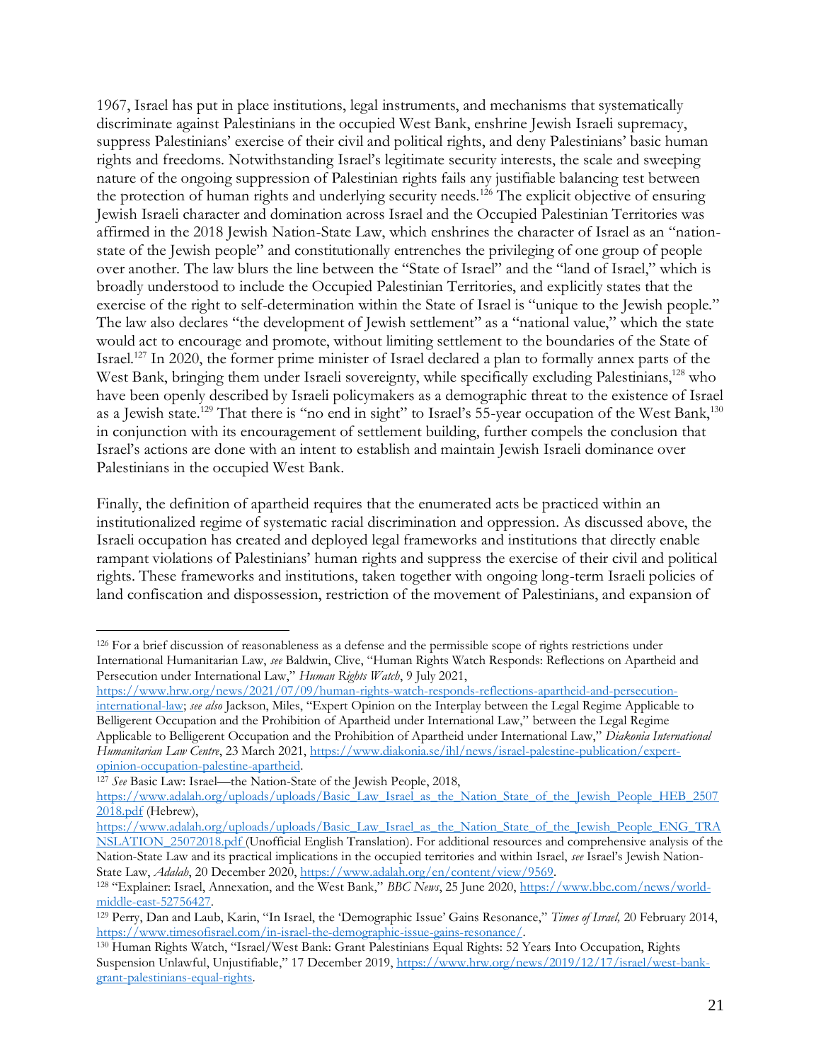1967, Israel has put in place institutions, legal instruments, and mechanisms that systematically discriminate against Palestinians in the occupied West Bank, enshrine Jewish Israeli supremacy, suppress Palestinians' exercise of their civil and political rights, and deny Palestinians' basic human rights and freedoms. Notwithstanding Israel's legitimate security interests, the scale and sweeping nature of the ongoing suppression of Palestinian rights fails any justifiable balancing test between the protection of human rights and underlying security needs.[126] The explicit objective of ensuring Jewish Israeli character and domination across Israel and the Occupied Palestinian Territories was affirmed in the 2018 Jewish Nation-State Law, which enshrines the character of Israel as an "nation-state of the Jewish people" and constitutionally entrenches the privileging of one group of people over another. The law blurs the line between the "State of Israel" and the "land of Israel," which is broadly understood to include the Occupied Palestinian Territories, and explicitly states that the exercise of the right to self-determination within the State of Israel is "unique to the Jewish people." The law also declares "the development of Jewish settlement" as a "national value," which the state would act to encourage and promote, without limiting settlement to the boundaries of the State of Israel.[127] In 2020, the former prime minister of Israel declared a plan to formally annex parts of the West Bank, bringing them under Israeli sovereignty, while specifically excluding Palestinians,[128] who have been openly described by Israeli policymakers as a demographic threat to the existence of Israel as a Jewish state.[129] That there is "no end in sight" to Israel's 55-year occupation of the West Bank,[130] in conjunction with its encouragement of settlement building, further compels the conclusion that Israel's actions are done with an intent to establish and maintain Jewish Israeli dominance over Palestinians in the occupied West Bank.

Finally, the definition of apartheid requires that the enumerated acts be practiced within an institutionalized regime of systematic racial discrimination and oppression. As discussed above, the Israeli occupation has created and deployed legal frameworks and institutions that directly enable rampant violations of Palestinians' human rights and suppress the exercise of their civil and political rights. These frameworks and institutions, taken together with ongoing long-term Israeli policies of land confiscation and dispossession, restriction of the movement of Palestinians, and expansion of

---

[126] For a brief discussion of reasonableness as a defense and the permissible scope of rights restrictions under International Humanitarian Law, *see* Baldwin, Clive, "Human Rights Watch Responds: Reflections on Apartheid and Persecution under International Law," *Human Rights Watch*, 9 July 2021, https://www.hrw.org/news/2021/07/09/human-rights-watch-responds-reflections-apartheid-and-persecution-international-law; *see also* Jackson, Miles, "Expert Opinion on the Interplay between the Legal Regime Applicable to Belligerent Occupation and the Prohibition of Apartheid under International Law," between the Legal Regime Applicable to Belligerent Occupation and the Prohibition of Apartheid under International Law," *Diakonia International Humanitarian Law Centre*, 23 March 2021, https://www.diakonia.se/ihl/news/israel-palestine-publication/expert-opinion-occupation-palestine-apartheid.

[127] *See* Basic Law: Israel—the Nation-State of the Jewish People, 2018, https://www.adalah.org/uploads/uploads/Basic_Law_Israel_as_the_Nation_State_of_the_Jewish_People_HEB_25072018.pdf (Hebrew), https://www.adalah.org/uploads/uploads/Basic_Law_Israel_as_the_Nation_State_of_the_Jewish_People_ENG_TRANSLATION_25072018.pdf (Unofficial English Translation). For additional resources and comprehensive analysis of the Nation-State Law and its practical implications in the occupied territories and within Israel, *see* Israel's Jewish Nation-State Law, *Adalah*, 20 December 2020, https://www.adalah.org/en/content/view/9569.

[128] "Explainer: Israel, Annexation, and the West Bank," *BBC News*, 25 June 2020, https://www.bbc.com/news/world-middle-east-52756427.

[129] Perry, Dan and Laub, Karin, "In Israel, the 'Demographic Issue' Gains Resonance," *Times of Israel,* 20 February 2014, https://www.timesofisrael.com/in-israel-the-demographic-issue-gains-resonance/.

[130] Human Rights Watch, "Israel/West Bank: Grant Palestinians Equal Rights: 52 Years Into Occupation, Rights Suspension Unlawful, Unjustifiable," 17 December 2019, https://www.hrw.org/news/2019/12/17/israel/west-bank-grant-palestinians-equal-rights.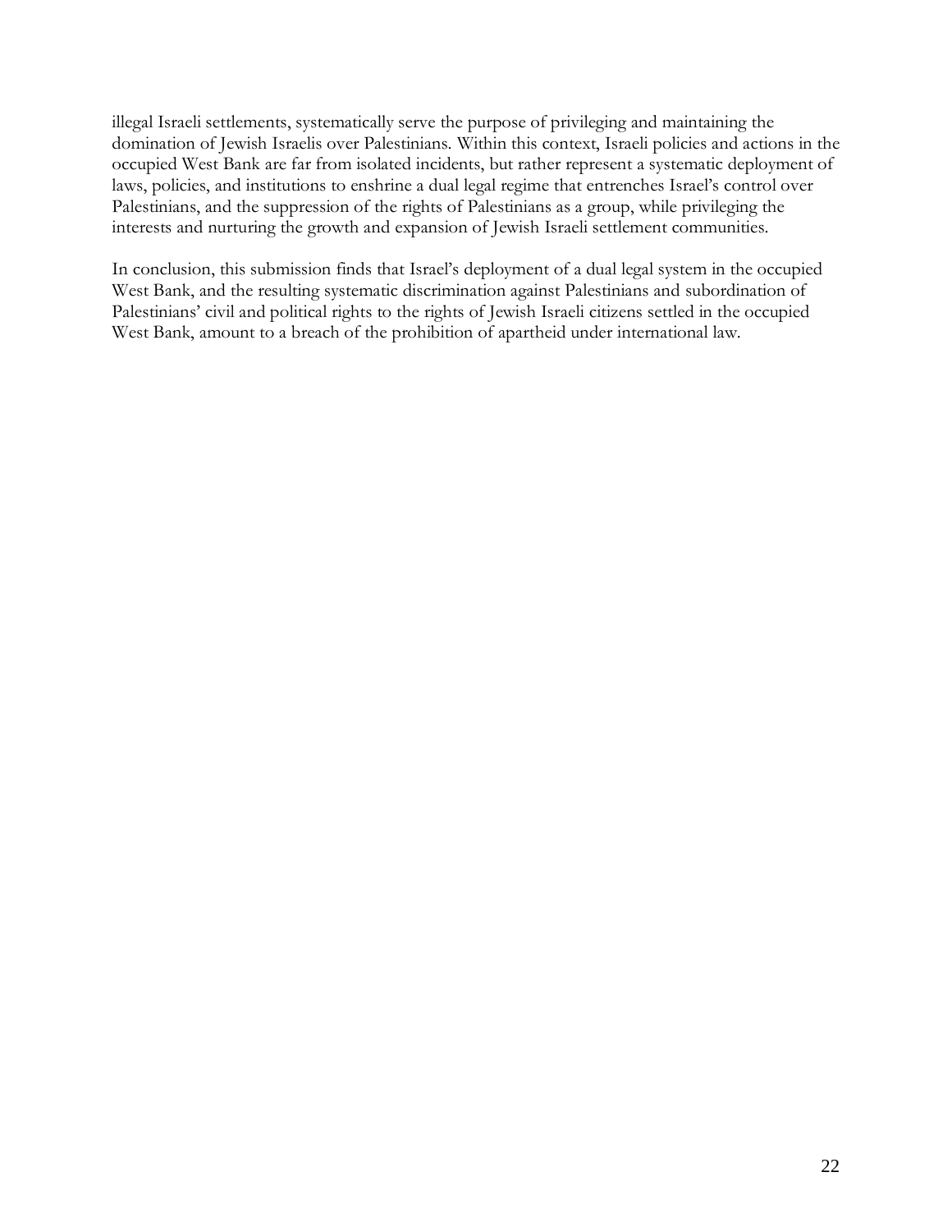illegal Israeli settlements, systematically serve the purpose of privileging and maintaining the domination of Jewish Israelis over Palestinians. Within this context, Israeli policies and actions in the occupied West Bank are far from isolated incidents, but rather represent a systematic deployment of laws, policies, and institutions to enshrine a dual legal regime that entrenches Israel's control over Palestinians, and the suppression of the rights of Palestinians as a group, while privileging the interests and nurturing the growth and expansion of Jewish Israeli settlement communities.

In conclusion, this submission finds that Israel's deployment of a dual legal system in the occupied West Bank, and the resulting systematic discrimination against Palestinians and subordination of Palestinians' civil and political rights to the rights of Jewish Israeli citizens settled in the occupied West Bank, amount to a breach of the prohibition of apartheid under international law.